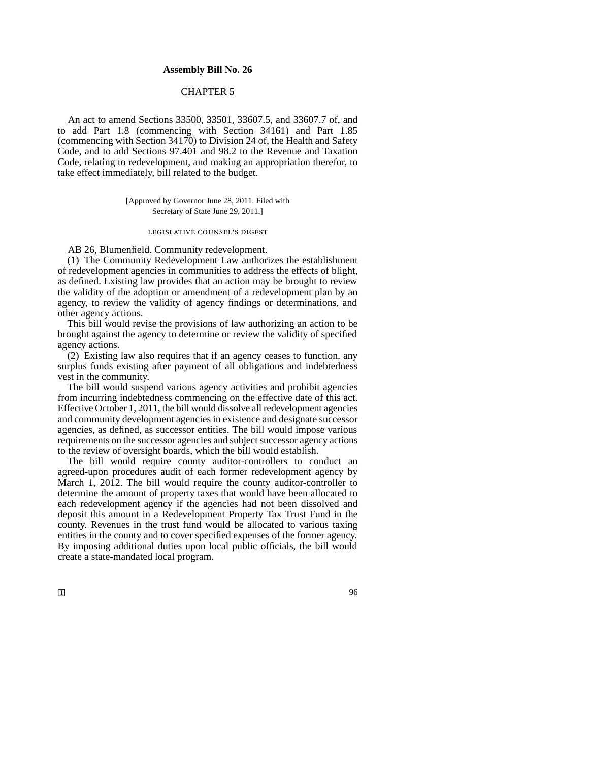## Assembly Bill No. 26

CHAPTER 5

An act to amend Sections 33500, 33501, 33607.5, and 33607.7 of, and to add Part 1.8 (commencing with Section 34161) and Part 1.85 (commencing with Section 34170) to Division 24 of, the Health and Safety Code, and to add Sections 97.401 and 98.2 to the Revenue and Taxation Code, relating to redevelopment, and making an appropriation therefor, to take effect immediately, bill related to the budget.

[Approved by Governor June 28, 2011. Filed with Secretary of State June 29, 2011.]

LEGISLATIVE COUNSEL'S DIGEST

AB 26, Blumenfield. Community redevelopment.

(1) The Community Redevelopment Law authorizes the establishment of redevelopment agencies in communities to address the effects of blight, as defined. Existing law provides that an action may be brought to review the validity of the adoption or amendment of a redevelopment plan by an agency, to review the validity of agency findings or determinations, and other agency actions.

This bill would revise the provisions of law authorizing an action to be brought against the agency to determine or review the validity of specified agency actions.

(2) Existing law also requires that if an agency ceases to function, any surplus funds existing after payment of all obligations and indebtedness vest in the community.

The bill would suspend various agency activities and prohibit agencies from incurring indebtedness commencing on the effective date of this act. Effective October 1, 2011, the bill would dissolve all redevelopment agencies and community development agencies in existence and designate successor agencies, as defined, as successor entities. The bill would impose various requirements on the successor agencies and subject successor agency actions to the review of oversight boards, which the bill would establish.

The bill would require county auditor-controllers to conduct an agreed-upon procedures audit of each former redevelopment agency by March 1, 2012. The bill would require the county auditor-controller to determine the amount of property taxes that would have been allocated to each redevelopment agency if the agencies had not been dissolved and deposit this amount in a Redevelopment Property Tax Trust Fund in the county. Revenues in the trust fund would be allocated to various taxing entities in the county and to cover specified expenses of the former agency. By imposing additional duties upon local public officials, the bill would create a state-mandated local program.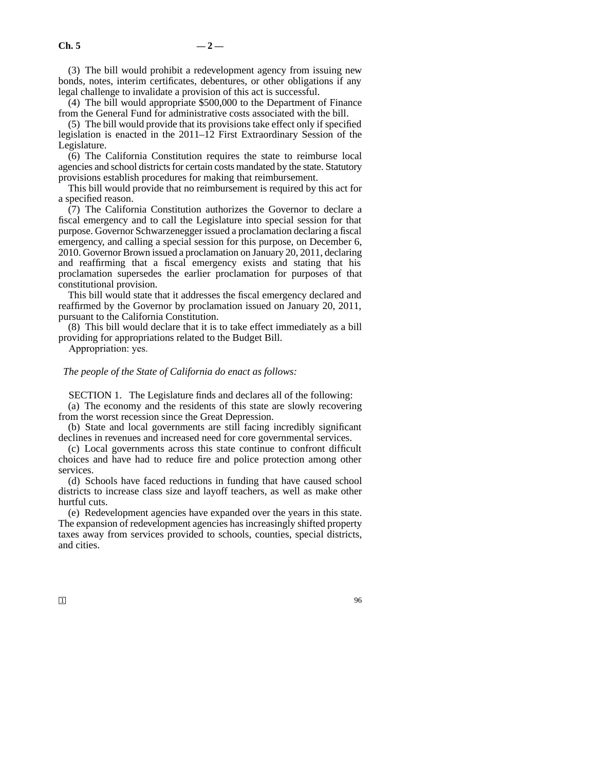(3) The bill would prohibit a redevelopment agency from issuing new bonds, notes, interim certificates, debentures, or other obligations if any legal challenge to invalidate a provision of this act is successful.

(4) The bill would appropriate $500,000 to the Department of Finance from the General Fund for administrative costs associated with the bill.

(5) The bill would provide that its provisions take effect only if specified legislation is enacted in the 2011–12 First Extraordinary Session of the Legislature.

(6) The California Constitution requires the state to reimburse local agencies and school districts for certain costs mandated by the state. Statutory provisions establish procedures for making that reimbursement.

This bill would provide that no reimbursement is required by this act for a specified reason.

(7) The California Constitution authorizes the Governor to declare a fiscal emergency and to call the Legislature into special session for that purpose. Governor Schwarzenegger issued a proclamation declaring a fiscal emergency, and calling a special session for this purpose, on December 6, 2010. Governor Brown issued a proclamation on January 20, 2011, declaring and reaffirming that a fiscal emergency exists and stating that his proclamation supersedes the earlier proclamation for purposes of that constitutional provision.

This bill would state that it addresses the fiscal emergency declared and reaffirmed by the Governor by proclamation issued on January 20, 2011, pursuant to the California Constitution.

(8) This bill would declare that it is to take effect immediately as a bill providing for appropriations related to the Budget Bill.

Appropriation: yes.

*The people of the State of California do enact as follows:*

SECTION 1. The Legislature finds and declares all of the following:

(a) The economy and the residents of this state are slowly recovering from the worst recession since the Great Depression.

(b) State and local governments are still facing incredibly significant declines in revenues and increased need for core governmental services.

(c) Local governments across this state continue to confront difficult choices and have had to reduce fire and police protection among other services.

(d) Schools have faced reductions in funding that have caused school districts to increase class size and layoff teachers, as well as make other hurtful cuts.

(e) Redevelopment agencies have expanded over the years in this state. The expansion of redevelopment agencies has increasingly shifted property taxes away from services provided to schools, counties, special districts, and cities.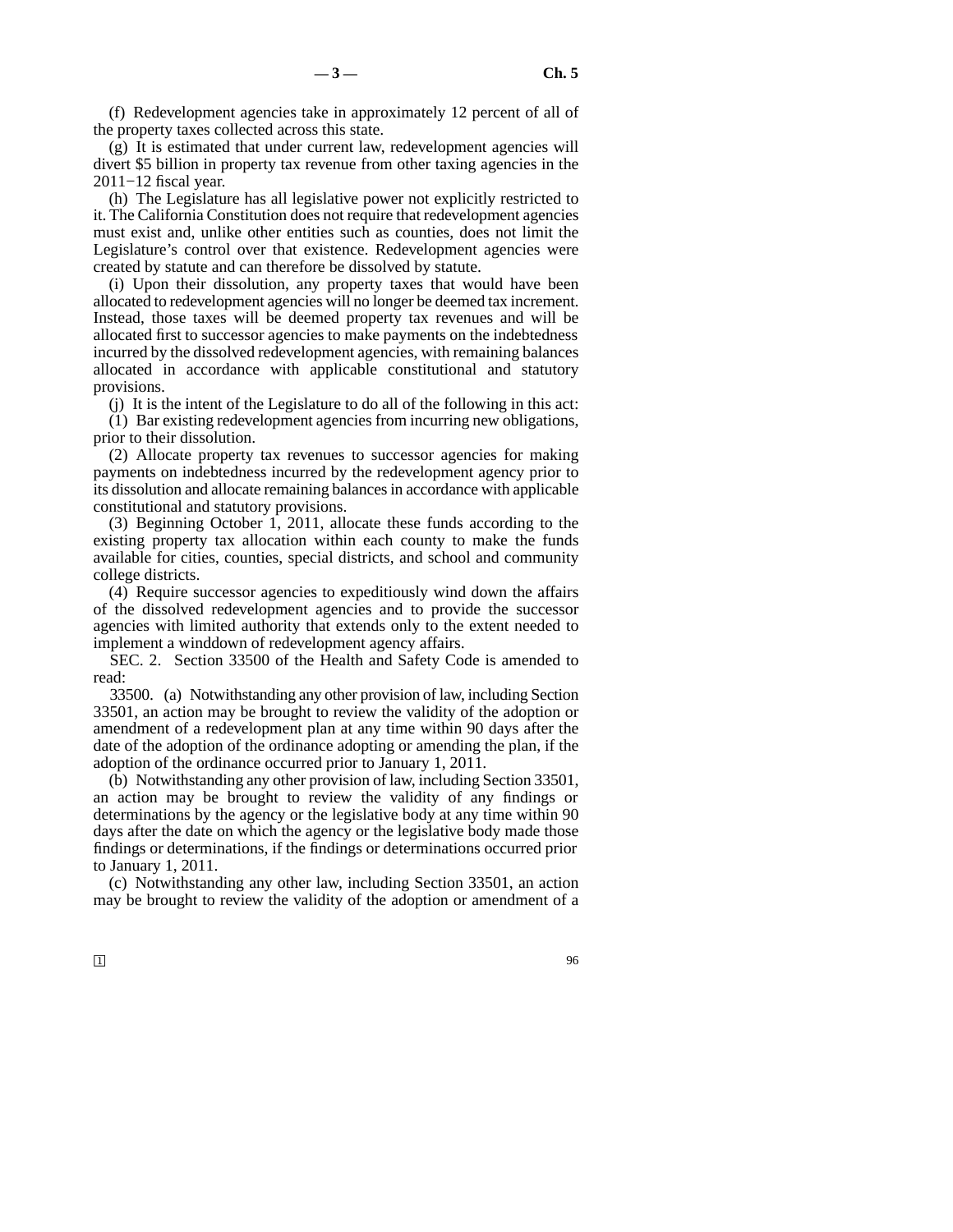(f) Redevelopment agencies take in approximately 12 percent of all of the property taxes collected across this state.

(g) It is estimated that under current law, redevelopment agencies will divert $5 billion in property tax revenue from other taxing agencies in the 2011–12 fiscal year.

(h) The Legislature has all legislative power not explicitly restricted to it. The California Constitution does not require that redevelopment agencies must exist and, unlike other entities such as counties, does not limit the Legislature's control over that existence. Redevelopment agencies were created by statute and can therefore be dissolved by statute.

(i) Upon their dissolution, any property taxes that would have been allocated to redevelopment agencies will no longer be deemed tax increment. Instead, those taxes will be deemed property tax revenues and will be allocated first to successor agencies to make payments on the indebtedness incurred by the dissolved redevelopment agencies, with remaining balances allocated in accordance with applicable constitutional and statutory provisions.

(j) It is the intent of the Legislature to do all of the following in this act:

(1) Bar existing redevelopment agencies from incurring new obligations, prior to their dissolution.

(2) Allocate property tax revenues to successor agencies for making payments on indebtedness incurred by the redevelopment agency prior to its dissolution and allocate remaining balances in accordance with applicable constitutional and statutory provisions.

(3) Beginning October 1, 2011, allocate these funds according to the existing property tax allocation within each county to make the funds available for cities, counties, special districts, and school and community college districts.

(4) Require successor agencies to expeditiously wind down the affairs of the dissolved redevelopment agencies and to provide the successor agencies with limited authority that extends only to the extent needed to implement a winddown of redevelopment agency affairs.

SEC. 2. Section 33500 of the Health and Safety Code is amended to read:

33500. (a) Notwithstanding any other provision of law, including Section 33501, an action may be brought to review the validity of the adoption or amendment of a redevelopment plan at any time within 90 days after the date of the adoption of the ordinance adopting or amending the plan, if the adoption of the ordinance occurred prior to January 1, 2011.

(b) Notwithstanding any other provision of law, including Section 33501, an action may be brought to review the validity of any findings or determinations by the agency or the legislative body at any time within 90 days after the date on which the agency or the legislative body made those findings or determinations, if the findings or determinations occurred prior to January 1, 2011.

(c) Notwithstanding any other law, including Section 33501, an action may be brought to review the validity of the adoption or amendment of a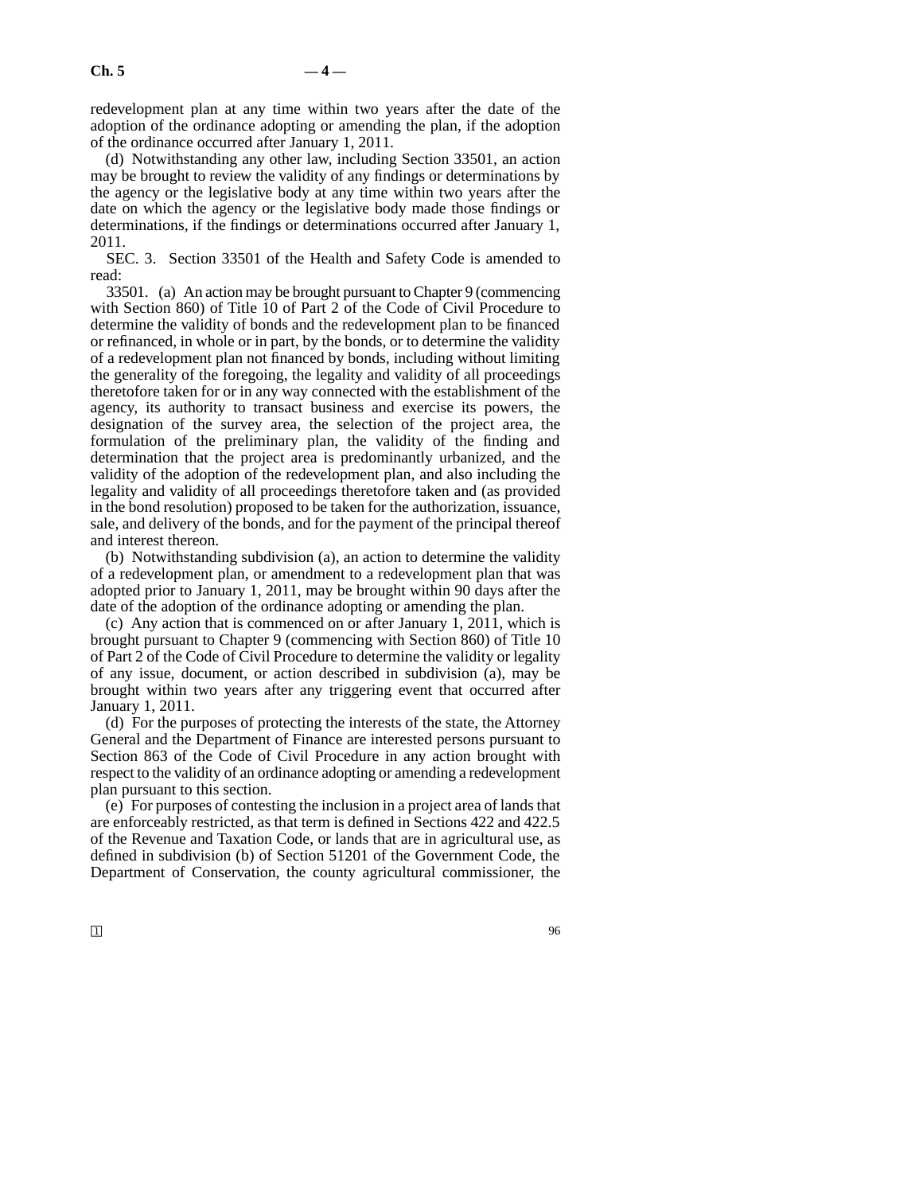redevelopment plan at any time within two years after the date of the adoption of the ordinance adopting or amending the plan, if the adoption of the ordinance occurred after January 1, 2011.

(d) Notwithstanding any other law, including Section 33501, an action may be brought to review the validity of any findings or determinations by the agency or the legislative body at any time within two years after the date on which the agency or the legislative body made those findings or determinations, if the findings or determinations occurred after January 1, 2011.

SEC. 3. Section 33501 of the Health and Safety Code is amended to read:

33501. (a) An action may be brought pursuant to Chapter 9 (commencing with Section 860) of Title 10 of Part 2 of the Code of Civil Procedure to determine the validity of bonds and the redevelopment plan to be financed or refinanced, in whole or in part, by the bonds, or to determine the validity of a redevelopment plan not financed by bonds, including without limiting the generality of the foregoing, the legality and validity of all proceedings theretofore taken for or in any way connected with the establishment of the agency, its authority to transact business and exercise its powers, the designation of the survey area, the selection of the project area, the formulation of the preliminary plan, the validity of the finding and determination that the project area is predominantly urbanized, and the validity of the adoption of the redevelopment plan, and also including the legality and validity of all proceedings theretofore taken and (as provided in the bond resolution) proposed to be taken for the authorization, issuance, sale, and delivery of the bonds, and for the payment of the principal thereof and interest thereon.

(b) Notwithstanding subdivision (a), an action to determine the validity of a redevelopment plan, or amendment to a redevelopment plan that was adopted prior to January 1, 2011, may be brought within 90 days after the date of the adoption of the ordinance adopting or amending the plan.

(c) Any action that is commenced on or after January 1, 2011, which is brought pursuant to Chapter 9 (commencing with Section 860) of Title 10 of Part 2 of the Code of Civil Procedure to determine the validity or legality of any issue, document, or action described in subdivision (a), may be brought within two years after any triggering event that occurred after January 1, 2011.

(d) For the purposes of protecting the interests of the state, the Attorney General and the Department of Finance are interested persons pursuant to Section 863 of the Code of Civil Procedure in any action brought with respect to the validity of an ordinance adopting or amending a redevelopment plan pursuant to this section.

(e) For purposes of contesting the inclusion in a project area of lands that are enforceably restricted, as that term is defined in Sections 422 and 422.5 of the Revenue and Taxation Code, or lands that are in agricultural use, as defined in subdivision (b) of Section 51201 of the Government Code, the Department of Conservation, the county agricultural commissioner, the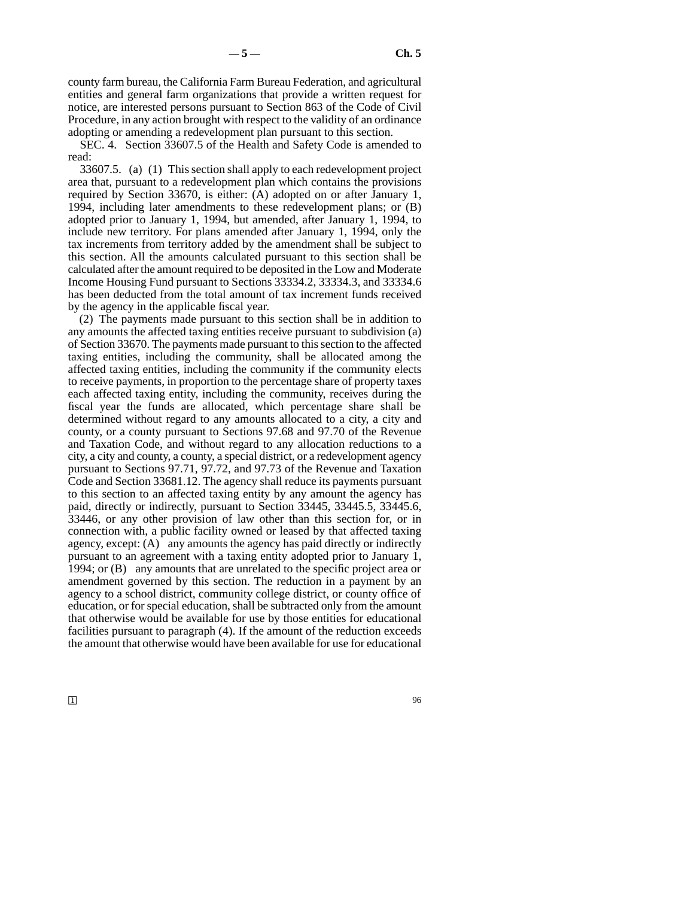county farm bureau, the California Farm Bureau Federation, and agricultural entities and general farm organizations that provide a written request for notice, are interested persons pursuant to Section 863 of the Code of Civil Procedure, in any action brought with respect to the validity of an ordinance adopting or amending a redevelopment plan pursuant to this section.

SEC. 4. Section 33607.5 of the Health and Safety Code is amended to read:

33607.5. (a) (1) This section shall apply to each redevelopment project area that, pursuant to a redevelopment plan which contains the provisions required by Section 33670, is either: (A) adopted on or after January 1, 1994, including later amendments to these redevelopment plans; or (B) adopted prior to January 1, 1994, but amended, after January 1, 1994, to include new territory. For plans amended after January 1, 1994, only the tax increments from territory added by the amendment shall be subject to this section. All the amounts calculated pursuant to this section shall be calculated after the amount required to be deposited in the Low and Moderate Income Housing Fund pursuant to Sections 33334.2, 33334.3, and 33334.6 has been deducted from the total amount of tax increment funds received by the agency in the applicable fiscal year.

(2) The payments made pursuant to this section shall be in addition to any amounts the affected taxing entities receive pursuant to subdivision (a) of Section 33670. The payments made pursuant to this section to the affected taxing entities, including the community, shall be allocated among the affected taxing entities, including the community if the community elects to receive payments, in proportion to the percentage share of property taxes each affected taxing entity, including the community, receives during the fiscal year the funds are allocated, which percentage share shall be determined without regard to any amounts allocated to a city, a city and county, or a county pursuant to Sections 97.68 and 97.70 of the Revenue and Taxation Code, and without regard to any allocation reductions to a city, a city and county, a county, a special district, or a redevelopment agency pursuant to Sections 97.71, 97.72, and 97.73 of the Revenue and Taxation Code and Section 33681.12. The agency shall reduce its payments pursuant to this section to an affected taxing entity by any amount the agency has paid, directly or indirectly, pursuant to Section 33445, 33445.5, 33445.6, 33446, or any other provision of law other than this section for, or in connection with, a public facility owned or leased by that affected taxing agency, except: (A) any amounts the agency has paid directly or indirectly pursuant to an agreement with a taxing entity adopted prior to January 1, 1994; or (B) any amounts that are unrelated to the specific project area or amendment governed by this section. The reduction in a payment by an agency to a school district, community college district, or county office of education, or for special education, shall be subtracted only from the amount that otherwise would be available for use by those entities for educational facilities pursuant to paragraph (4). If the amount of the reduction exceeds the amount that otherwise would have been available for use for educational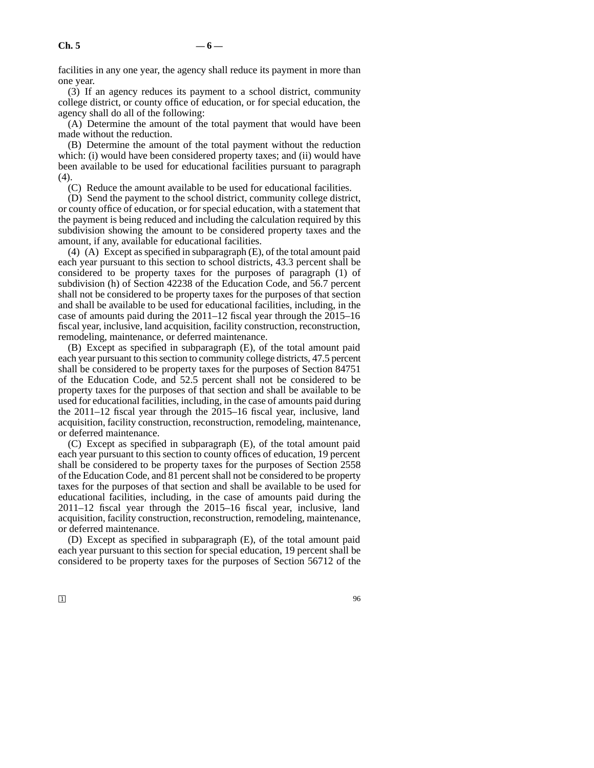facilities in any one year, the agency shall reduce its payment in more than one year.

(3) If an agency reduces its payment to a school district, community college district, or county office of education, or for special education, the agency shall do all of the following:

(A) Determine the amount of the total payment that would have been made without the reduction.

(B) Determine the amount of the total payment without the reduction which: (i) would have been considered property taxes; and (ii) would have been available to be used for educational facilities pursuant to paragraph (4).

(C) Reduce the amount available to be used for educational facilities.

(D) Send the payment to the school district, community college district, or county office of education, or for special education, with a statement that the payment is being reduced and including the calculation required by this subdivision showing the amount to be considered property taxes and the amount, if any, available for educational facilities.

(4) (A) Except as specified in subparagraph (E), of the total amount paid each year pursuant to this section to school districts, 43.3 percent shall be considered to be property taxes for the purposes of paragraph (1) of subdivision (h) of Section 42238 of the Education Code, and 56.7 percent shall not be considered to be property taxes for the purposes of that section and shall be available to be used for educational facilities, including, in the case of amounts paid during the 2011–12 fiscal year through the 2015–16 fiscal year, inclusive, land acquisition, facility construction, reconstruction, remodeling, maintenance, or deferred maintenance.

(B) Except as specified in subparagraph (E), of the total amount paid each year pursuant to this section to community college districts, 47.5 percent shall be considered to be property taxes for the purposes of Section 84751 of the Education Code, and 52.5 percent shall not be considered to be property taxes for the purposes of that section and shall be available to be used for educational facilities, including, in the case of amounts paid during the 2011–12 fiscal year through the 2015–16 fiscal year, inclusive, land acquisition, facility construction, reconstruction, remodeling, maintenance, or deferred maintenance.

(C) Except as specified in subparagraph (E), of the total amount paid each year pursuant to this section to county offices of education, 19 percent shall be considered to be property taxes for the purposes of Section 2558 of the Education Code, and 81 percent shall not be considered to be property taxes for the purposes of that section and shall be available to be used for educational facilities, including, in the case of amounts paid during the 2011–12 fiscal year through the 2015–16 fiscal year, inclusive, land acquisition, facility construction, reconstruction, remodeling, maintenance, or deferred maintenance.

(D) Except as specified in subparagraph (E), of the total amount paid each year pursuant to this section for special education, 19 percent shall be considered to be property taxes for the purposes of Section 56712 of the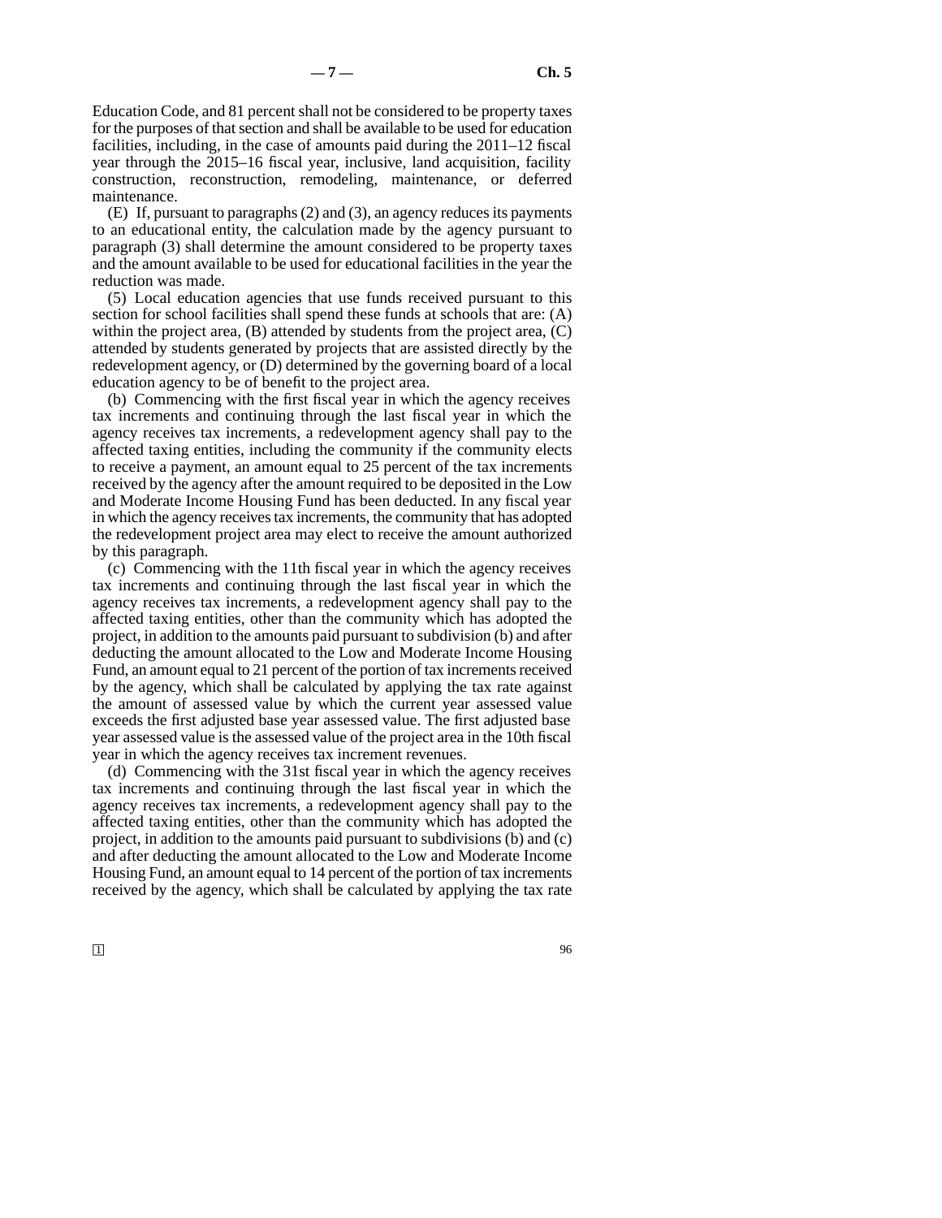Education Code, and 81 percent shall not be considered to be property taxes for the purposes of that section and shall be available to be used for education facilities, including, in the case of amounts paid during the 2011–12 fiscal year through the 2015–16 fiscal year, inclusive, land acquisition, facility construction, reconstruction, remodeling, maintenance, or deferred maintenance.

(E) If, pursuant to paragraphs (2) and (3), an agency reduces its payments to an educational entity, the calculation made by the agency pursuant to paragraph (3) shall determine the amount considered to be property taxes and the amount available to be used for educational facilities in the year the reduction was made.

(5) Local education agencies that use funds received pursuant to this section for school facilities shall spend these funds at schools that are: (A) within the project area, (B) attended by students from the project area, (C) attended by students generated by projects that are assisted directly by the redevelopment agency, or (D) determined by the governing board of a local education agency to be of benefit to the project area.

(b) Commencing with the first fiscal year in which the agency receives tax increments and continuing through the last fiscal year in which the agency receives tax increments, a redevelopment agency shall pay to the affected taxing entities, including the community if the community elects to receive a payment, an amount equal to 25 percent of the tax increments received by the agency after the amount required to be deposited in the Low and Moderate Income Housing Fund has been deducted. In any fiscal year in which the agency receives tax increments, the community that has adopted the redevelopment project area may elect to receive the amount authorized by this paragraph.

(c) Commencing with the 11th fiscal year in which the agency receives tax increments and continuing through the last fiscal year in which the agency receives tax increments, a redevelopment agency shall pay to the affected taxing entities, other than the community which has adopted the project, in addition to the amounts paid pursuant to subdivision (b) and after deducting the amount allocated to the Low and Moderate Income Housing Fund, an amount equal to 21 percent of the portion of tax increments received by the agency, which shall be calculated by applying the tax rate against the amount of assessed value by which the current year assessed value exceeds the first adjusted base year assessed value. The first adjusted base year assessed value is the assessed value of the project area in the 10th fiscal year in which the agency receives tax increment revenues.

(d) Commencing with the 31st fiscal year in which the agency receives tax increments and continuing through the last fiscal year in which the agency receives tax increments, a redevelopment agency shall pay to the affected taxing entities, other than the community which has adopted the project, in addition to the amounts paid pursuant to subdivisions (b) and (c) and after deducting the amount allocated to the Low and Moderate Income Housing Fund, an amount equal to 14 percent of the portion of tax increments received by the agency, which shall be calculated by applying the tax rate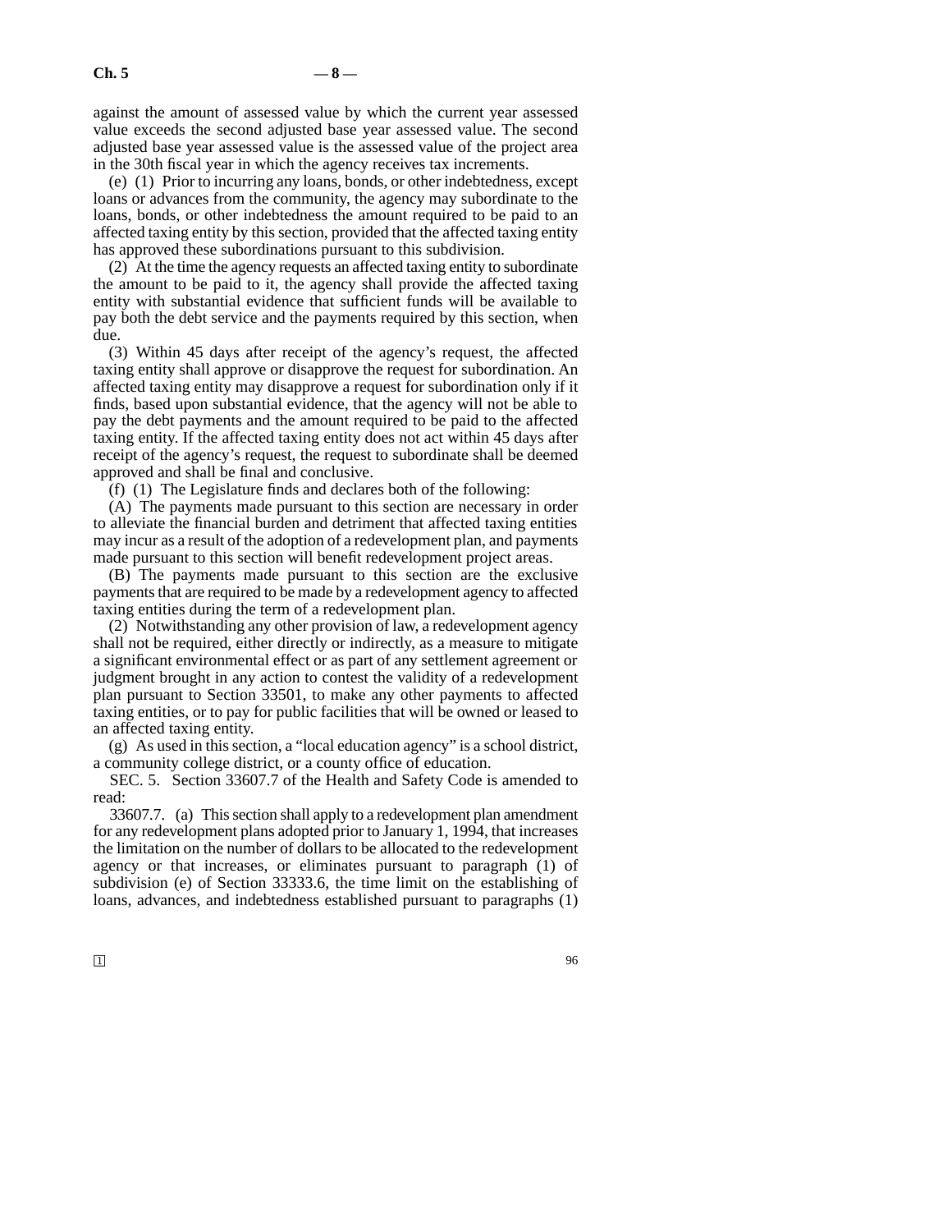against the amount of assessed value by which the current year assessed value exceeds the second adjusted base year assessed value. The second adjusted base year assessed value is the assessed value of the project area in the 30th fiscal year in which the agency receives tax increments.

(e) (1) Prior to incurring any loans, bonds, or other indebtedness, except loans or advances from the community, the agency may subordinate to the loans, bonds, or other indebtedness the amount required to be paid to an affected taxing entity by this section, provided that the affected taxing entity has approved these subordinations pursuant to this subdivision.

(2) At the time the agency requests an affected taxing entity to subordinate the amount to be paid to it, the agency shall provide the affected taxing entity with substantial evidence that sufficient funds will be available to pay both the debt service and the payments required by this section, when due.

(3) Within 45 days after receipt of the agency's request, the affected taxing entity shall approve or disapprove the request for subordination. An affected taxing entity may disapprove a request for subordination only if it finds, based upon substantial evidence, that the agency will not be able to pay the debt payments and the amount required to be paid to the affected taxing entity. If the affected taxing entity does not act within 45 days after receipt of the agency's request, the request to subordinate shall be deemed approved and shall be final and conclusive.

(f) (1) The Legislature finds and declares both of the following:

(A) The payments made pursuant to this section are necessary in order to alleviate the financial burden and detriment that affected taxing entities may incur as a result of the adoption of a redevelopment plan, and payments made pursuant to this section will benefit redevelopment project areas.

(B) The payments made pursuant to this section are the exclusive payments that are required to be made by a redevelopment agency to affected taxing entities during the term of a redevelopment plan.

(2) Notwithstanding any other provision of law, a redevelopment agency shall not be required, either directly or indirectly, as a measure to mitigate a significant environmental effect or as part of any settlement agreement or judgment brought in any action to contest the validity of a redevelopment plan pursuant to Section 33501, to make any other payments to affected taxing entities, or to pay for public facilities that will be owned or leased to an affected taxing entity.

(g) As used in this section, a "local education agency" is a school district, a community college district, or a county office of education.

SEC. 5. Section 33607.7 of the Health and Safety Code is amended to read:

33607.7. (a) This section shall apply to a redevelopment plan amendment for any redevelopment plans adopted prior to January 1, 1994, that increases the limitation on the number of dollars to be allocated to the redevelopment agency or that increases, or eliminates pursuant to paragraph (1) of subdivision (e) of Section 33333.6, the time limit on the establishing of loans, advances, and indebtedness established pursuant to paragraphs (1)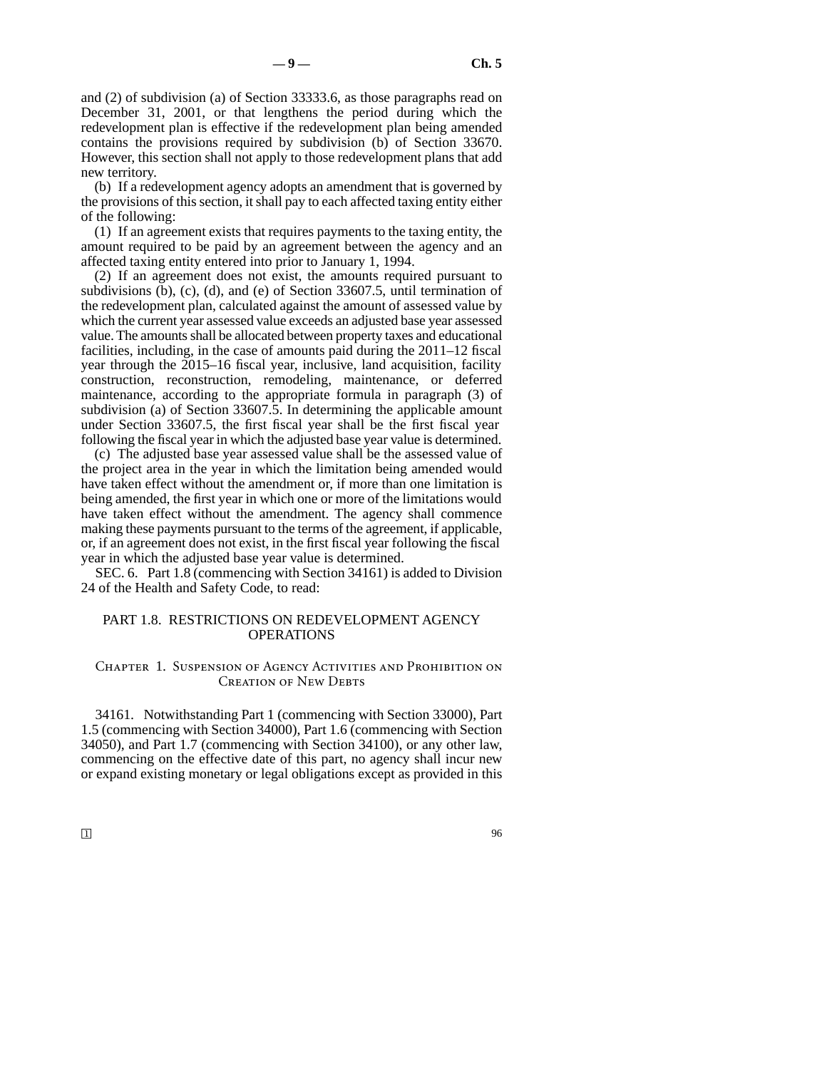and (2) of subdivision (a) of Section 33333.6, as those paragraphs read on December 31, 2001, or that lengthens the period during which the redevelopment plan is effective if the redevelopment plan being amended contains the provisions required by subdivision (b) of Section 33670. However, this section shall not apply to those redevelopment plans that add new territory.

(b) If a redevelopment agency adopts an amendment that is governed by the provisions of this section, it shall pay to each affected taxing entity either of the following:

(1) If an agreement exists that requires payments to the taxing entity, the amount required to be paid by an agreement between the agency and an affected taxing entity entered into prior to January 1, 1994.

(2) If an agreement does not exist, the amounts required pursuant to subdivisions (b), (c), (d), and (e) of Section 33607.5, until termination of the redevelopment plan, calculated against the amount of assessed value by which the current year assessed value exceeds an adjusted base year assessed value. The amounts shall be allocated between property taxes and educational facilities, including, in the case of amounts paid during the 2011–12 fiscal year through the 2015–16 fiscal year, inclusive, land acquisition, facility construction, reconstruction, remodeling, maintenance, or deferred maintenance, according to the appropriate formula in paragraph (3) of subdivision (a) of Section 33607.5. In determining the applicable amount under Section 33607.5, the first fiscal year shall be the first fiscal year following the fiscal year in which the adjusted base year value is determined.

(c) The adjusted base year assessed value shall be the assessed value of the project area in the year in which the limitation being amended would have taken effect without the amendment or, if more than one limitation is being amended, the first year in which one or more of the limitations would have taken effect without the amendment. The agency shall commence making these payments pursuant to the terms of the agreement, if applicable, or, if an agreement does not exist, in the first fiscal year following the fiscal year in which the adjusted base year value is determined.

SEC. 6. Part 1.8 (commencing with Section 34161) is added to Division 24 of the Health and Safety Code, to read:

## PART 1.8. RESTRICTIONS ON REDEVELOPMENT AGENCY OPERATIONS

### Chapter 1. Suspension of Agency Activities and Prohibition on Creation of New Debts

34161. Notwithstanding Part 1 (commencing with Section 33000), Part 1.5 (commencing with Section 34000), Part 1.6 (commencing with Section 34050), and Part 1.7 (commencing with Section 34100), or any other law, commencing on the effective date of this part, no agency shall incur new or expand existing monetary or legal obligations except as provided in this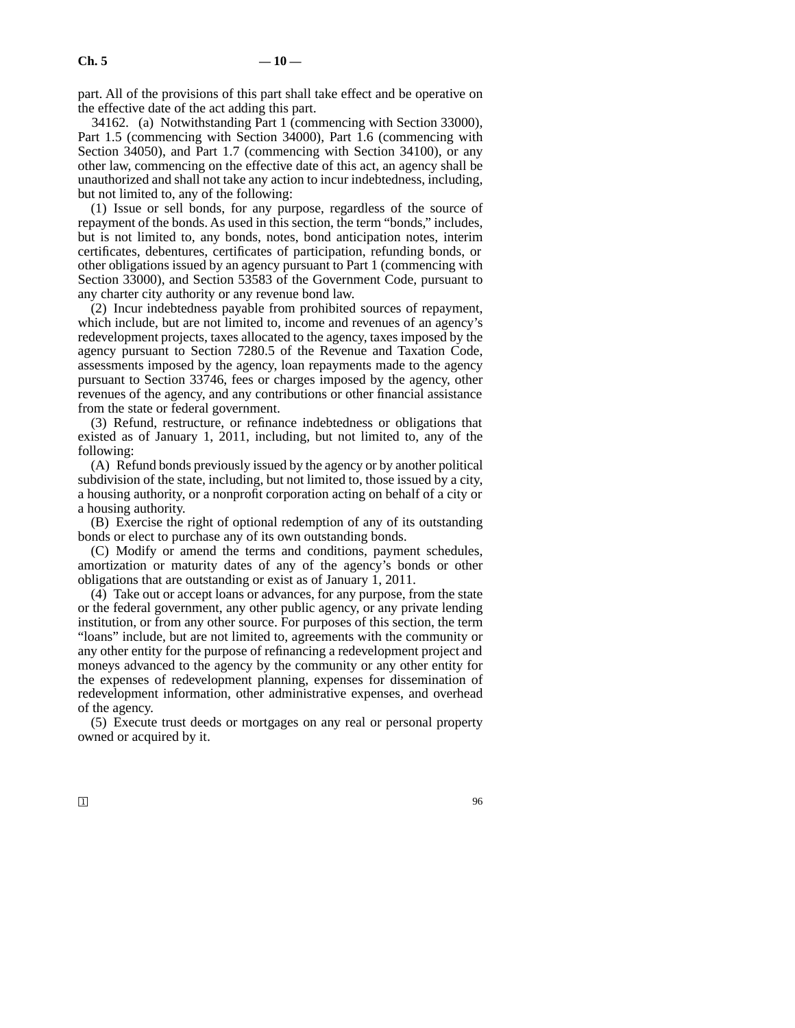part. All of the provisions of this part shall take effect and be operative on the effective date of the act adding this part.

34162. (a) Notwithstanding Part 1 (commencing with Section 33000), Part 1.5 (commencing with Section 34000), Part 1.6 (commencing with Section 34050), and Part 1.7 (commencing with Section 34100), or any other law, commencing on the effective date of this act, an agency shall be unauthorized and shall not take any action to incur indebtedness, including, but not limited to, any of the following:

(1) Issue or sell bonds, for any purpose, regardless of the source of repayment of the bonds. As used in this section, the term "bonds," includes, but is not limited to, any bonds, notes, bond anticipation notes, interim certificates, debentures, certificates of participation, refunding bonds, or other obligations issued by an agency pursuant to Part 1 (commencing with Section 33000), and Section 53583 of the Government Code, pursuant to any charter city authority or any revenue bond law.

(2) Incur indebtedness payable from prohibited sources of repayment, which include, but are not limited to, income and revenues of an agency's redevelopment projects, taxes allocated to the agency, taxes imposed by the agency pursuant to Section 7280.5 of the Revenue and Taxation Code, assessments imposed by the agency, loan repayments made to the agency pursuant to Section 33746, fees or charges imposed by the agency, other revenues of the agency, and any contributions or other financial assistance from the state or federal government.

(3) Refund, restructure, or refinance indebtedness or obligations that existed as of January 1, 2011, including, but not limited to, any of the following:

(A) Refund bonds previously issued by the agency or by another political subdivision of the state, including, but not limited to, those issued by a city, a housing authority, or a nonprofit corporation acting on behalf of a city or a housing authority.

(B) Exercise the right of optional redemption of any of its outstanding bonds or elect to purchase any of its own outstanding bonds.

(C) Modify or amend the terms and conditions, payment schedules, amortization or maturity dates of any of the agency's bonds or other obligations that are outstanding or exist as of January 1, 2011.

(4) Take out or accept loans or advances, for any purpose, from the state or the federal government, any other public agency, or any private lending institution, or from any other source. For purposes of this section, the term "loans" include, but are not limited to, agreements with the community or any other entity for the purpose of refinancing a redevelopment project and moneys advanced to the agency by the community or any other entity for the expenses of redevelopment planning, expenses for dissemination of redevelopment information, other administrative expenses, and overhead of the agency.

(5) Execute trust deeds or mortgages on any real or personal property owned or acquired by it.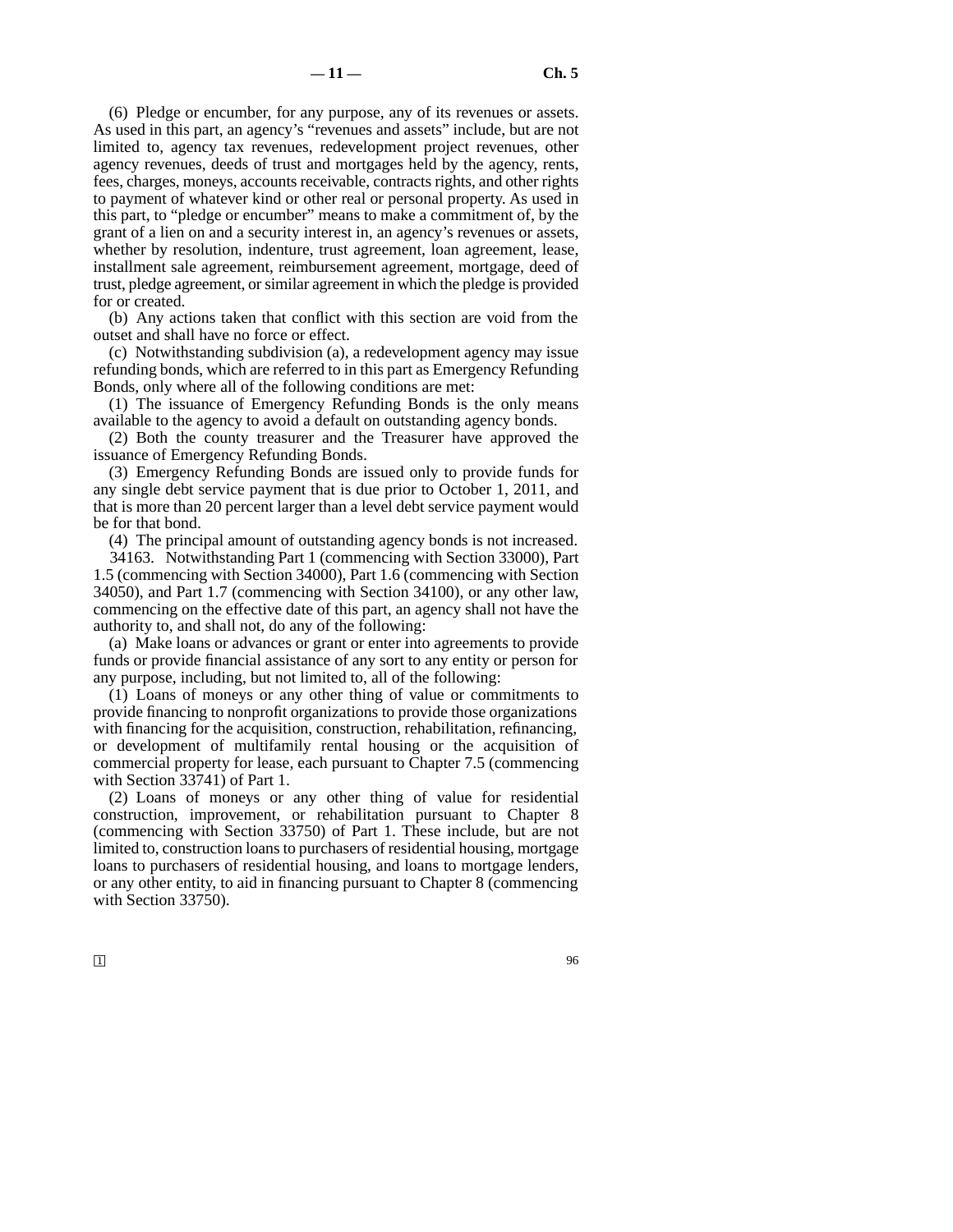(6) Pledge or encumber, for any purpose, any of its revenues or assets. As used in this part, an agency's "revenues and assets" include, but are not limited to, agency tax revenues, redevelopment project revenues, other agency revenues, deeds of trust and mortgages held by the agency, rents, fees, charges, moneys, accounts receivable, contracts rights, and other rights to payment of whatever kind or other real or personal property. As used in this part, to "pledge or encumber" means to make a commitment of, by the grant of a lien on and a security interest in, an agency's revenues or assets, whether by resolution, indenture, trust agreement, loan agreement, lease, installment sale agreement, reimbursement agreement, mortgage, deed of trust, pledge agreement, or similar agreement in which the pledge is provided for or created.

(b) Any actions taken that conflict with this section are void from the outset and shall have no force or effect.

(c) Notwithstanding subdivision (a), a redevelopment agency may issue refunding bonds, which are referred to in this part as Emergency Refunding Bonds, only where all of the following conditions are met:

(1) The issuance of Emergency Refunding Bonds is the only means available to the agency to avoid a default on outstanding agency bonds.

(2) Both the county treasurer and the Treasurer have approved the issuance of Emergency Refunding Bonds.

(3) Emergency Refunding Bonds are issued only to provide funds for any single debt service payment that is due prior to October 1, 2011, and that is more than 20 percent larger than a level debt service payment would be for that bond.

(4) The principal amount of outstanding agency bonds is not increased.

34163. Notwithstanding Part 1 (commencing with Section 33000), Part 1.5 (commencing with Section 34000), Part 1.6 (commencing with Section 34050), and Part 1.7 (commencing with Section 34100), or any other law, commencing on the effective date of this part, an agency shall not have the authority to, and shall not, do any of the following:

(a) Make loans or advances or grant or enter into agreements to provide funds or provide financial assistance of any sort to any entity or person for any purpose, including, but not limited to, all of the following:

(1) Loans of moneys or any other thing of value or commitments to provide financing to nonprofit organizations to provide those organizations with financing for the acquisition, construction, rehabilitation, refinancing, or development of multifamily rental housing or the acquisition of commercial property for lease, each pursuant to Chapter 7.5 (commencing with Section 33741) of Part 1.

(2) Loans of moneys or any other thing of value for residential construction, improvement, or rehabilitation pursuant to Chapter 8 (commencing with Section 33750) of Part 1. These include, but are not limited to, construction loans to purchasers of residential housing, mortgage loans to purchasers of residential housing, and loans to mortgage lenders, or any other entity, to aid in financing pursuant to Chapter 8 (commencing with Section 33750).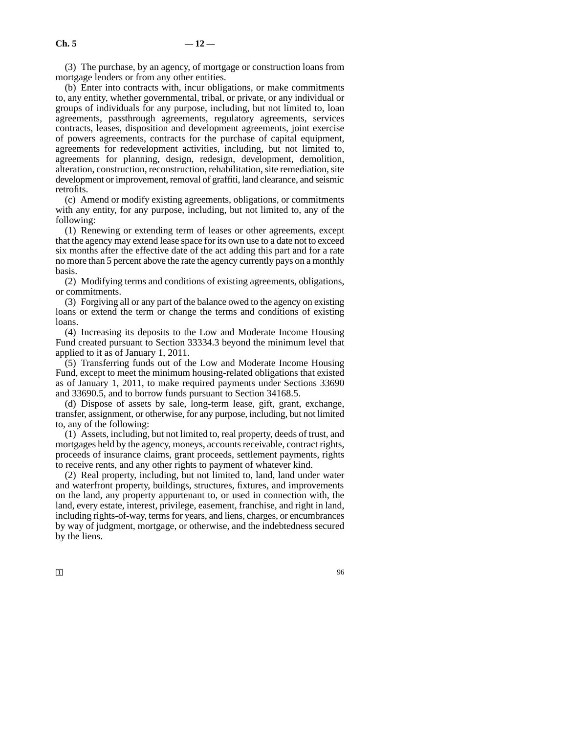(3) The purchase, by an agency, of mortgage or construction loans from mortgage lenders or from any other entities.

(b) Enter into contracts with, incur obligations, or make commitments to, any entity, whether governmental, tribal, or private, or any individual or groups of individuals for any purpose, including, but not limited to, loan agreements, passthrough agreements, regulatory agreements, services contracts, leases, disposition and development agreements, joint exercise of powers agreements, contracts for the purchase of capital equipment, agreements for redevelopment activities, including, but not limited to, agreements for planning, design, redesign, development, demolition, alteration, construction, reconstruction, rehabilitation, site remediation, site development or improvement, removal of graffiti, land clearance, and seismic retrofits.

(c) Amend or modify existing agreements, obligations, or commitments with any entity, for any purpose, including, but not limited to, any of the following:

(1) Renewing or extending term of leases or other agreements, except that the agency may extend lease space for its own use to a date not to exceed six months after the effective date of the act adding this part and for a rate no more than 5 percent above the rate the agency currently pays on a monthly basis.

(2) Modifying terms and conditions of existing agreements, obligations, or commitments.

(3) Forgiving all or any part of the balance owed to the agency on existing loans or extend the term or change the terms and conditions of existing loans.

(4) Increasing its deposits to the Low and Moderate Income Housing Fund created pursuant to Section 33334.3 beyond the minimum level that applied to it as of January 1, 2011.

(5) Transferring funds out of the Low and Moderate Income Housing Fund, except to meet the minimum housing-related obligations that existed as of January 1, 2011, to make required payments under Sections 33690 and 33690.5, and to borrow funds pursuant to Section 34168.5.

(d) Dispose of assets by sale, long-term lease, gift, grant, exchange, transfer, assignment, or otherwise, for any purpose, including, but not limited to, any of the following:

(1) Assets, including, but not limited to, real property, deeds of trust, and mortgages held by the agency, moneys, accounts receivable, contract rights, proceeds of insurance claims, grant proceeds, settlement payments, rights to receive rents, and any other rights to payment of whatever kind.

(2) Real property, including, but not limited to, land, land under water and waterfront property, buildings, structures, fixtures, and improvements on the land, any property appurtenant to, or used in connection with, the land, every estate, interest, privilege, easement, franchise, and right in land, including rights-of-way, terms for years, and liens, charges, or encumbrances by way of judgment, mortgage, or otherwise, and the indebtedness secured by the liens.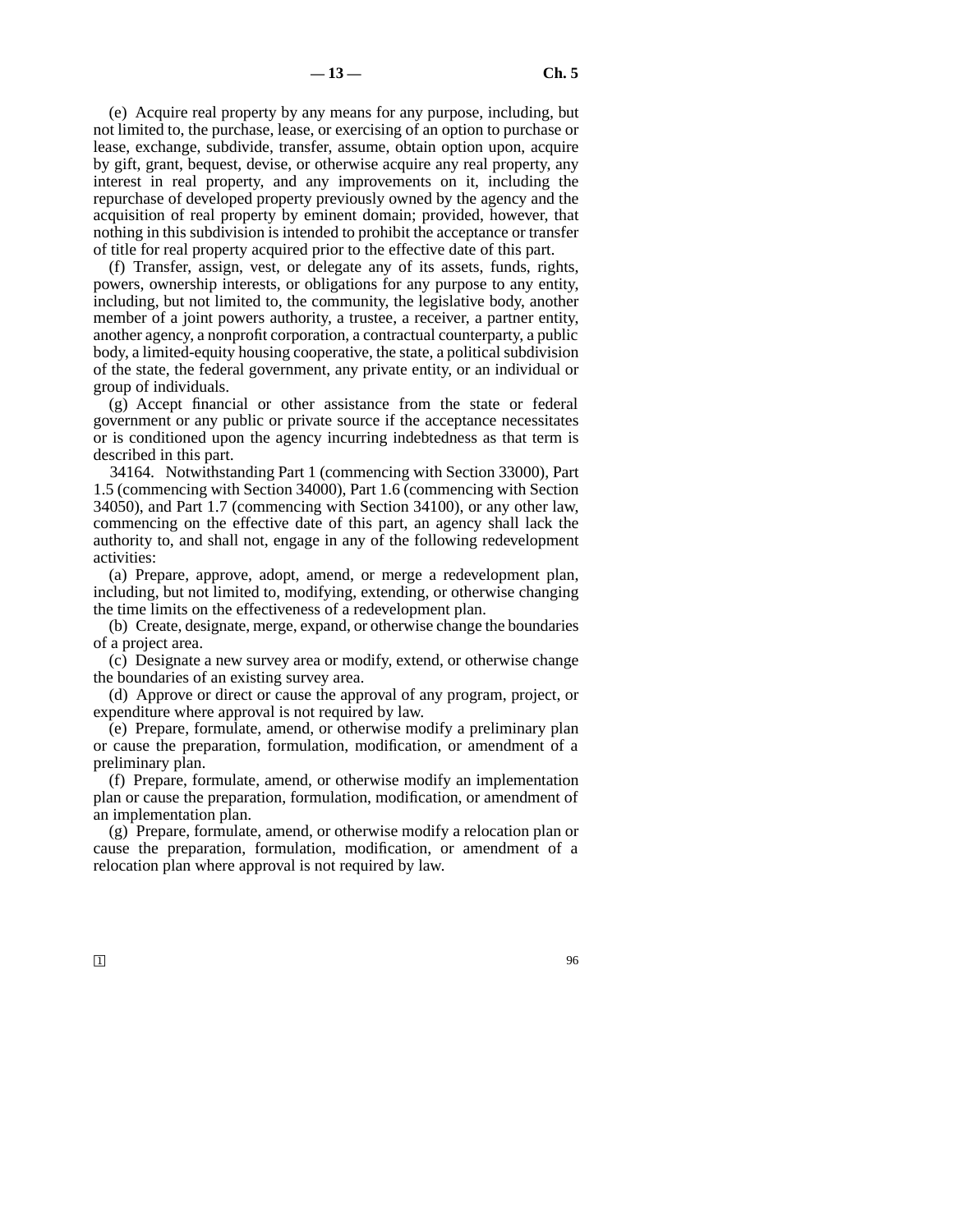(e) Acquire real property by any means for any purpose, including, but not limited to, the purchase, lease, or exercising of an option to purchase or lease, exchange, subdivide, transfer, assume, obtain option upon, acquire by gift, grant, bequest, devise, or otherwise acquire any real property, any interest in real property, and any improvements on it, including the repurchase of developed property previously owned by the agency and the acquisition of real property by eminent domain; provided, however, that nothing in this subdivision is intended to prohibit the acceptance or transfer of title for real property acquired prior to the effective date of this part.

(f) Transfer, assign, vest, or delegate any of its assets, funds, rights, powers, ownership interests, or obligations for any purpose to any entity, including, but not limited to, the community, the legislative body, another member of a joint powers authority, a trustee, a receiver, a partner entity, another agency, a nonprofit corporation, a contractual counterparty, a public body, a limited-equity housing cooperative, the state, a political subdivision of the state, the federal government, any private entity, or an individual or group of individuals.

(g) Accept financial or other assistance from the state or federal government or any public or private source if the acceptance necessitates or is conditioned upon the agency incurring indebtedness as that term is described in this part.

34164. Notwithstanding Part 1 (commencing with Section 33000), Part 1.5 (commencing with Section 34000), Part 1.6 (commencing with Section 34050), and Part 1.7 (commencing with Section 34100), or any other law, commencing on the effective date of this part, an agency shall lack the authority to, and shall not, engage in any of the following redevelopment activities:

(a) Prepare, approve, adopt, amend, or merge a redevelopment plan, including, but not limited to, modifying, extending, or otherwise changing the time limits on the effectiveness of a redevelopment plan.

(b) Create, designate, merge, expand, or otherwise change the boundaries of a project area.

(c) Designate a new survey area or modify, extend, or otherwise change the boundaries of an existing survey area.

(d) Approve or direct or cause the approval of any program, project, or expenditure where approval is not required by law.

(e) Prepare, formulate, amend, or otherwise modify a preliminary plan or cause the preparation, formulation, modification, or amendment of a preliminary plan.

(f) Prepare, formulate, amend, or otherwise modify an implementation plan or cause the preparation, formulation, modification, or amendment of an implementation plan.

(g) Prepare, formulate, amend, or otherwise modify a relocation plan or cause the preparation, formulation, modification, or amendment of a relocation plan where approval is not required by law.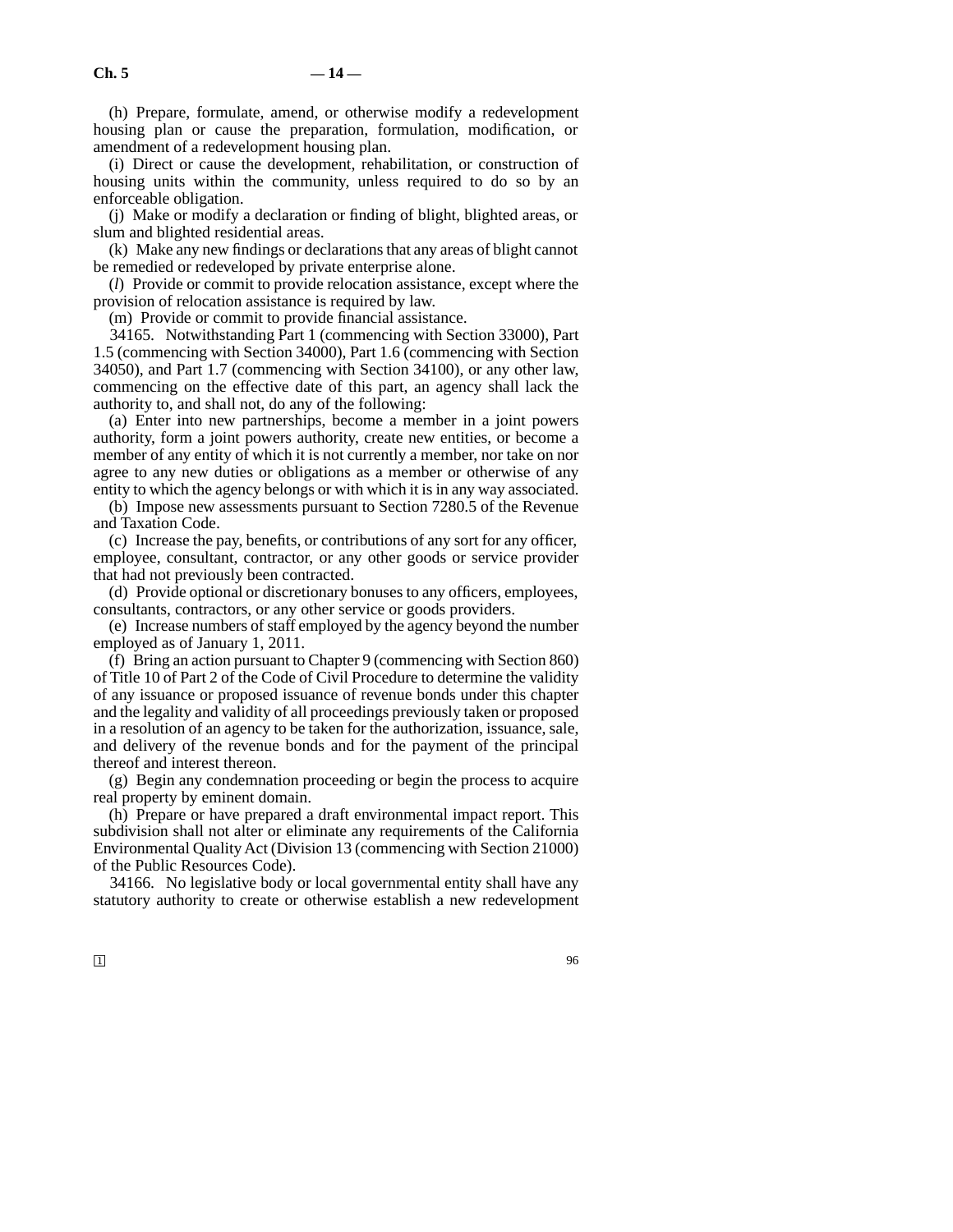(h) Prepare, formulate, amend, or otherwise modify a redevelopment housing plan or cause the preparation, formulation, modification, or amendment of a redevelopment housing plan.

(i) Direct or cause the development, rehabilitation, or construction of housing units within the community, unless required to do so by an enforceable obligation.

(j) Make or modify a declaration or finding of blight, blighted areas, or slum and blighted residential areas.

(k) Make any new findings or declarations that any areas of blight cannot be remedied or redeveloped by private enterprise alone.

(*l*) Provide or commit to provide relocation assistance, except where the provision of relocation assistance is required by law.

(m) Provide or commit to provide financial assistance.

34165. Notwithstanding Part 1 (commencing with Section 33000), Part 1.5 (commencing with Section 34000), Part 1.6 (commencing with Section 34050), and Part 1.7 (commencing with Section 34100), or any other law, commencing on the effective date of this part, an agency shall lack the authority to, and shall not, do any of the following:

(a) Enter into new partnerships, become a member in a joint powers authority, form a joint powers authority, create new entities, or become a member of any entity of which it is not currently a member, nor take on nor agree to any new duties or obligations as a member or otherwise of any entity to which the agency belongs or with which it is in any way associated.

(b) Impose new assessments pursuant to Section 7280.5 of the Revenue and Taxation Code.

(c) Increase the pay, benefits, or contributions of any sort for any officer, employee, consultant, contractor, or any other goods or service provider that had not previously been contracted.

(d) Provide optional or discretionary bonuses to any officers, employees, consultants, contractors, or any other service or goods providers.

(e) Increase numbers of staff employed by the agency beyond the number employed as of January 1, 2011.

(f) Bring an action pursuant to Chapter 9 (commencing with Section 860) of Title 10 of Part 2 of the Code of Civil Procedure to determine the validity of any issuance or proposed issuance of revenue bonds under this chapter and the legality and validity of all proceedings previously taken or proposed in a resolution of an agency to be taken for the authorization, issuance, sale, and delivery of the revenue bonds and for the payment of the principal thereof and interest thereon.

(g) Begin any condemnation proceeding or begin the process to acquire real property by eminent domain.

(h) Prepare or have prepared a draft environmental impact report. This subdivision shall not alter or eliminate any requirements of the California Environmental Quality Act (Division 13 (commencing with Section 21000) of the Public Resources Code).

34166. No legislative body or local governmental entity shall have any statutory authority to create or otherwise establish a new redevelopment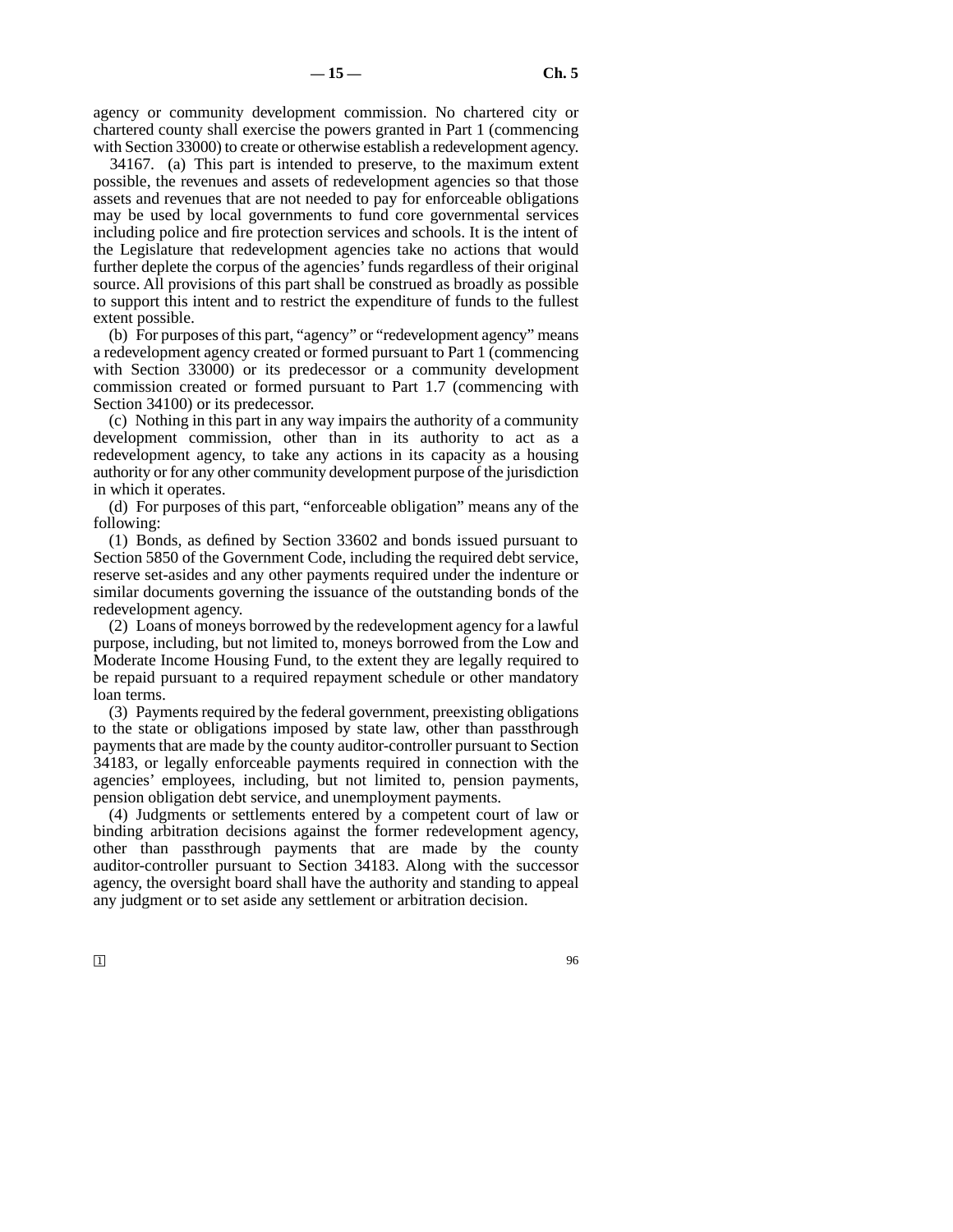agency or community development commission. No chartered city or chartered county shall exercise the powers granted in Part 1 (commencing with Section 33000) to create or otherwise establish a redevelopment agency.

34167. (a) This part is intended to preserve, to the maximum extent possible, the revenues and assets of redevelopment agencies so that those assets and revenues that are not needed to pay for enforceable obligations may be used by local governments to fund core governmental services including police and fire protection services and schools. It is the intent of the Legislature that redevelopment agencies take no actions that would further deplete the corpus of the agencies' funds regardless of their original source. All provisions of this part shall be construed as broadly as possible to support this intent and to restrict the expenditure of funds to the fullest extent possible.

(b) For purposes of this part, "agency" or "redevelopment agency" means a redevelopment agency created or formed pursuant to Part 1 (commencing with Section 33000) or its predecessor or a community development commission created or formed pursuant to Part 1.7 (commencing with Section 34100) or its predecessor.

(c) Nothing in this part in any way impairs the authority of a community development commission, other than in its authority to act as a redevelopment agency, to take any actions in its capacity as a housing authority or for any other community development purpose of the jurisdiction in which it operates.

(d) For purposes of this part, "enforceable obligation" means any of the following:

(1) Bonds, as defined by Section 33602 and bonds issued pursuant to Section 5850 of the Government Code, including the required debt service, reserve set-asides and any other payments required under the indenture or similar documents governing the issuance of the outstanding bonds of the redevelopment agency.

(2) Loans of moneys borrowed by the redevelopment agency for a lawful purpose, including, but not limited to, moneys borrowed from the Low and Moderate Income Housing Fund, to the extent they are legally required to be repaid pursuant to a required repayment schedule or other mandatory loan terms.

(3) Payments required by the federal government, preexisting obligations to the state or obligations imposed by state law, other than passthrough payments that are made by the county auditor-controller pursuant to Section 34183, or legally enforceable payments required in connection with the agencies' employees, including, but not limited to, pension payments, pension obligation debt service, and unemployment payments.

(4) Judgments or settlements entered by a competent court of law or binding arbitration decisions against the former redevelopment agency, other than passthrough payments that are made by the county auditor-controller pursuant to Section 34183. Along with the successor agency, the oversight board shall have the authority and standing to appeal any judgment or to set aside any settlement or arbitration decision.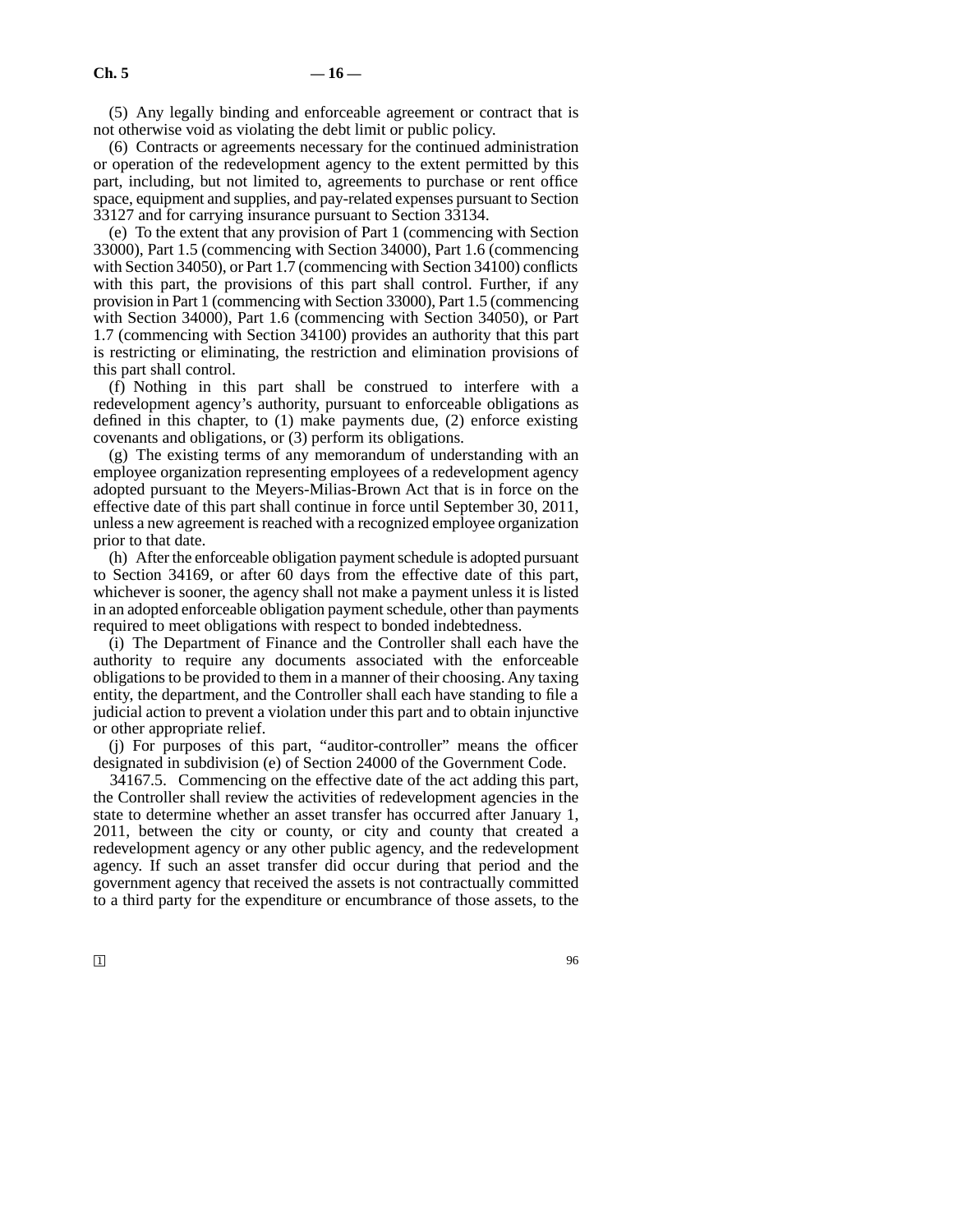(5) Any legally binding and enforceable agreement or contract that is not otherwise void as violating the debt limit or public policy.

(6) Contracts or agreements necessary for the continued administration or operation of the redevelopment agency to the extent permitted by this part, including, but not limited to, agreements to purchase or rent office space, equipment and supplies, and pay-related expenses pursuant to Section 33127 and for carrying insurance pursuant to Section 33134.

(e) To the extent that any provision of Part 1 (commencing with Section 33000), Part 1.5 (commencing with Section 34000), Part 1.6 (commencing with Section 34050), or Part 1.7 (commencing with Section 34100) conflicts with this part, the provisions of this part shall control. Further, if any provision in Part 1 (commencing with Section 33000), Part 1.5 (commencing with Section 34000), Part 1.6 (commencing with Section 34050), or Part 1.7 (commencing with Section 34100) provides an authority that this part is restricting or eliminating, the restriction and elimination provisions of this part shall control.

(f) Nothing in this part shall be construed to interfere with a redevelopment agency's authority, pursuant to enforceable obligations as defined in this chapter, to (1) make payments due, (2) enforce existing covenants and obligations, or (3) perform its obligations.

(g) The existing terms of any memorandum of understanding with an employee organization representing employees of a redevelopment agency adopted pursuant to the Meyers-Milias-Brown Act that is in force on the effective date of this part shall continue in force until September 30, 2011, unless a new agreement is reached with a recognized employee organization prior to that date.

(h) After the enforceable obligation payment schedule is adopted pursuant to Section 34169, or after 60 days from the effective date of this part, whichever is sooner, the agency shall not make a payment unless it is listed in an adopted enforceable obligation payment schedule, other than payments required to meet obligations with respect to bonded indebtedness.

(i) The Department of Finance and the Controller shall each have the authority to require any documents associated with the enforceable obligations to be provided to them in a manner of their choosing. Any taxing entity, the department, and the Controller shall each have standing to file a judicial action to prevent a violation under this part and to obtain injunctive or other appropriate relief.

(j) For purposes of this part, "auditor-controller" means the officer designated in subdivision (e) of Section 24000 of the Government Code.

34167.5. Commencing on the effective date of the act adding this part, the Controller shall review the activities of redevelopment agencies in the state to determine whether an asset transfer has occurred after January 1, 2011, between the city or county, or city and county that created a redevelopment agency or any other public agency, and the redevelopment agency. If such an asset transfer did occur during that period and the government agency that received the assets is not contractually committed to a third party for the expenditure or encumbrance of those assets, to the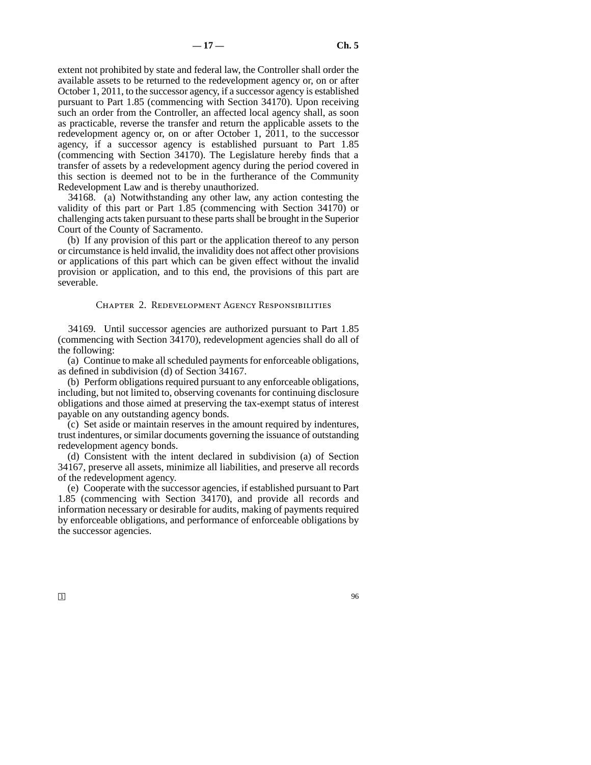extent not prohibited by state and federal law, the Controller shall order the available assets to be returned to the redevelopment agency or, on or after October 1, 2011, to the successor agency, if a successor agency is established pursuant to Part 1.85 (commencing with Section 34170). Upon receiving such an order from the Controller, an affected local agency shall, as soon as practicable, reverse the transfer and return the applicable assets to the redevelopment agency or, on or after October 1, 2011, to the successor agency, if a successor agency is established pursuant to Part 1.85 (commencing with Section 34170). The Legislature hereby finds that a transfer of assets by a redevelopment agency during the period covered in this section is deemed not to be in the furtherance of the Community Redevelopment Law and is thereby unauthorized.

34168. (a) Notwithstanding any other law, any action contesting the validity of this part or Part 1.85 (commencing with Section 34170) or challenging acts taken pursuant to these parts shall be brought in the Superior Court of the County of Sacramento.

(b) If any provision of this part or the application thereof to any person or circumstance is held invalid, the invalidity does not affect other provisions or applications of this part which can be given effect without the invalid provision or application, and to this end, the provisions of this part are severable.

## Chapter 2. Redevelopment Agency Responsibilities

34169. Until successor agencies are authorized pursuant to Part 1.85 (commencing with Section 34170), redevelopment agencies shall do all of the following:

(a) Continue to make all scheduled payments for enforceable obligations, as defined in subdivision (d) of Section 34167.

(b) Perform obligations required pursuant to any enforceable obligations, including, but not limited to, observing covenants for continuing disclosure obligations and those aimed at preserving the tax-exempt status of interest payable on any outstanding agency bonds.

(c) Set aside or maintain reserves in the amount required by indentures, trust indentures, or similar documents governing the issuance of outstanding redevelopment agency bonds.

(d) Consistent with the intent declared in subdivision (a) of Section 34167, preserve all assets, minimize all liabilities, and preserve all records of the redevelopment agency.

(e) Cooperate with the successor agencies, if established pursuant to Part 1.85 (commencing with Section 34170), and provide all records and information necessary or desirable for audits, making of payments required by enforceable obligations, and performance of enforceable obligations by the successor agencies.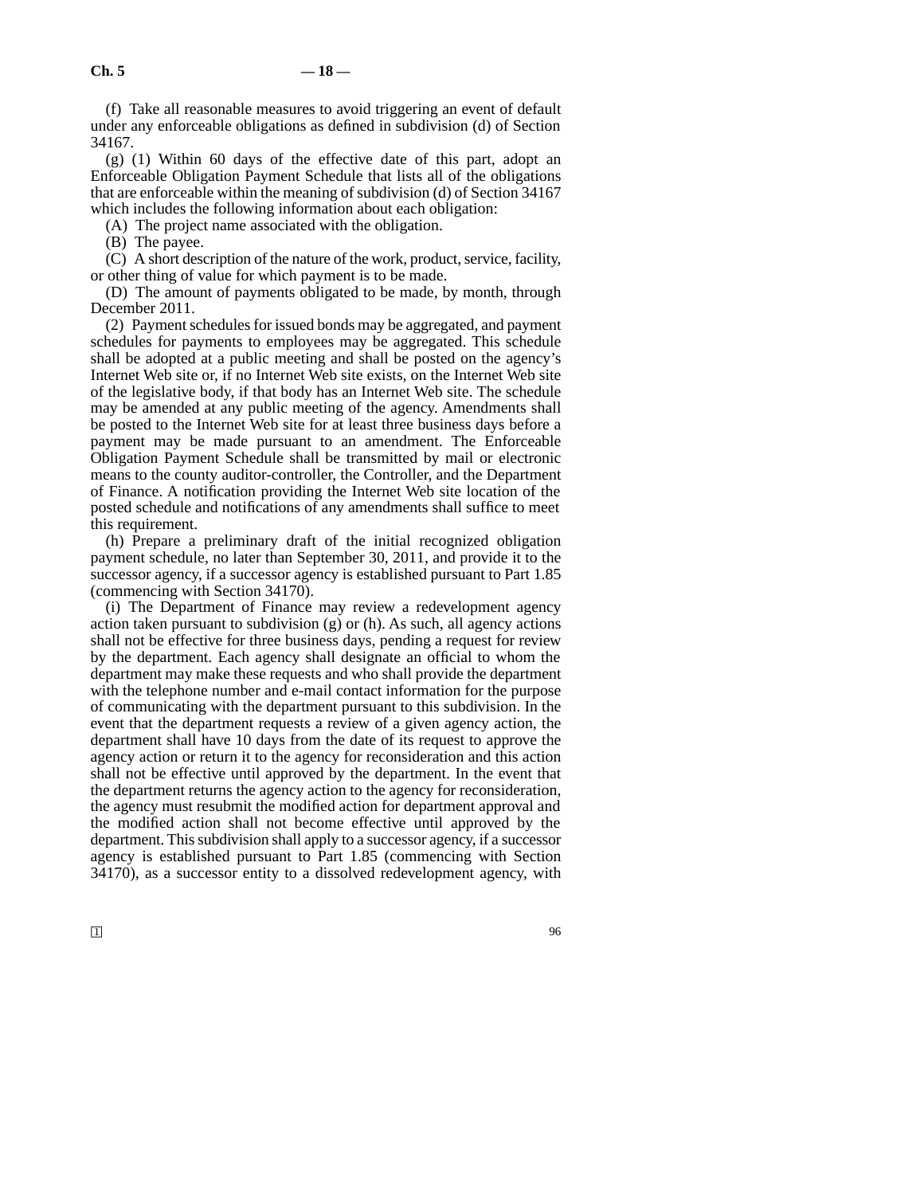(f) Take all reasonable measures to avoid triggering an event of default under any enforceable obligations as defined in subdivision (d) of Section 34167.

(g) (1) Within 60 days of the effective date of this part, adopt an Enforceable Obligation Payment Schedule that lists all of the obligations that are enforceable within the meaning of subdivision (d) of Section 34167 which includes the following information about each obligation:

(A) The project name associated with the obligation.

(B) The payee.

(C) A short description of the nature of the work, product, service, facility, or other thing of value for which payment is to be made.

(D) The amount of payments obligated to be made, by month, through December 2011.

(2) Payment schedules for issued bonds may be aggregated, and payment schedules for payments to employees may be aggregated. This schedule shall be adopted at a public meeting and shall be posted on the agency's Internet Web site or, if no Internet Web site exists, on the Internet Web site of the legislative body, if that body has an Internet Web site. The schedule may be amended at any public meeting of the agency. Amendments shall be posted to the Internet Web site for at least three business days before a payment may be made pursuant to an amendment. The Enforceable Obligation Payment Schedule shall be transmitted by mail or electronic means to the county auditor-controller, the Controller, and the Department of Finance. A notification providing the Internet Web site location of the posted schedule and notifications of any amendments shall suffice to meet this requirement.

(h) Prepare a preliminary draft of the initial recognized obligation payment schedule, no later than September 30, 2011, and provide it to the successor agency, if a successor agency is established pursuant to Part 1.85 (commencing with Section 34170).

(i) The Department of Finance may review a redevelopment agency action taken pursuant to subdivision (g) or (h). As such, all agency actions shall not be effective for three business days, pending a request for review by the department. Each agency shall designate an official to whom the department may make these requests and who shall provide the department with the telephone number and e-mail contact information for the purpose of communicating with the department pursuant to this subdivision. In the event that the department requests a review of a given agency action, the department shall have 10 days from the date of its request to approve the agency action or return it to the agency for reconsideration and this action shall not be effective until approved by the department. In the event that the department returns the agency action to the agency for reconsideration, the agency must resubmit the modified action for department approval and the modified action shall not become effective until approved by the department. This subdivision shall apply to a successor agency, if a successor agency is established pursuant to Part 1.85 (commencing with Section 34170), as a successor entity to a dissolved redevelopment agency, with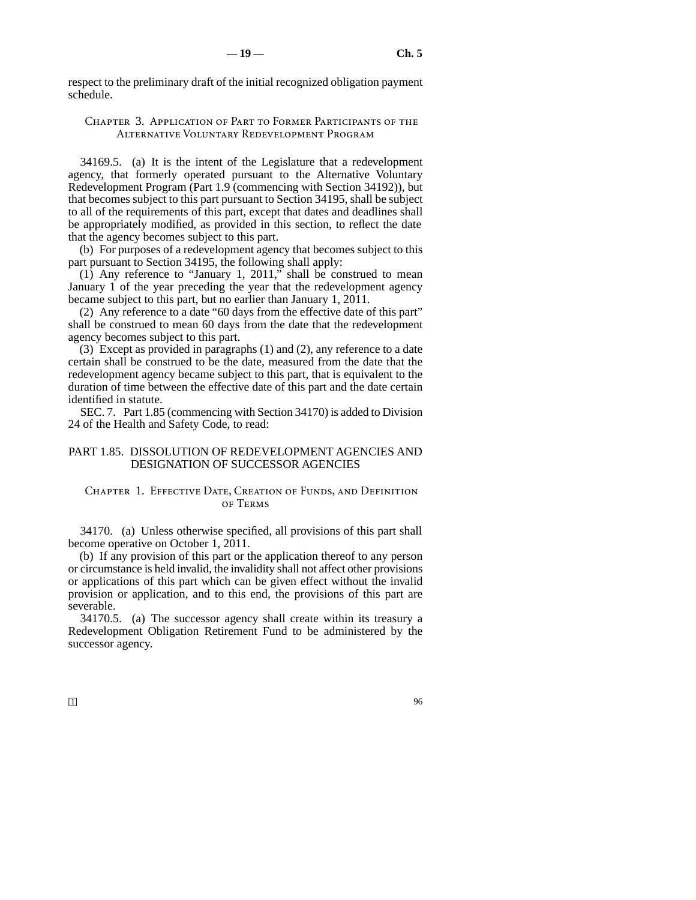respect to the preliminary draft of the initial recognized obligation payment schedule.

### Chapter 3. Application of Part to Former Participants of the Alternative Voluntary Redevelopment Program

34169.5. (a) It is the intent of the Legislature that a redevelopment agency, that formerly operated pursuant to the Alternative Voluntary Redevelopment Program (Part 1.9 (commencing with Section 34192)), but that becomes subject to this part pursuant to Section 34195, shall be subject to all of the requirements of this part, except that dates and deadlines shall be appropriately modified, as provided in this section, to reflect the date that the agency becomes subject to this part.

(b) For purposes of a redevelopment agency that becomes subject to this part pursuant to Section 34195, the following shall apply:

(1) Any reference to "January 1, 2011," shall be construed to mean January 1 of the year preceding the year that the redevelopment agency became subject to this part, but no earlier than January 1, 2011.

(2) Any reference to a date "60 days from the effective date of this part" shall be construed to mean 60 days from the date that the redevelopment agency becomes subject to this part.

(3) Except as provided in paragraphs (1) and (2), any reference to a date certain shall be construed to be the date, measured from the date that the redevelopment agency became subject to this part, that is equivalent to the duration of time between the effective date of this part and the date certain identified in statute.

SEC. 7. Part 1.85 (commencing with Section 34170) is added to Division 24 of the Health and Safety Code, to read:

## PART 1.85. DISSOLUTION OF REDEVELOPMENT AGENCIES AND DESIGNATION OF SUCCESSOR AGENCIES

### Chapter 1. Effective Date, Creation of Funds, and Definition of Terms

34170. (a) Unless otherwise specified, all provisions of this part shall become operative on October 1, 2011.

(b) If any provision of this part or the application thereof to any person or circumstance is held invalid, the invalidity shall not affect other provisions or applications of this part which can be given effect without the invalid provision or application, and to this end, the provisions of this part are severable.

34170.5. (a) The successor agency shall create within its treasury a Redevelopment Obligation Retirement Fund to be administered by the successor agency.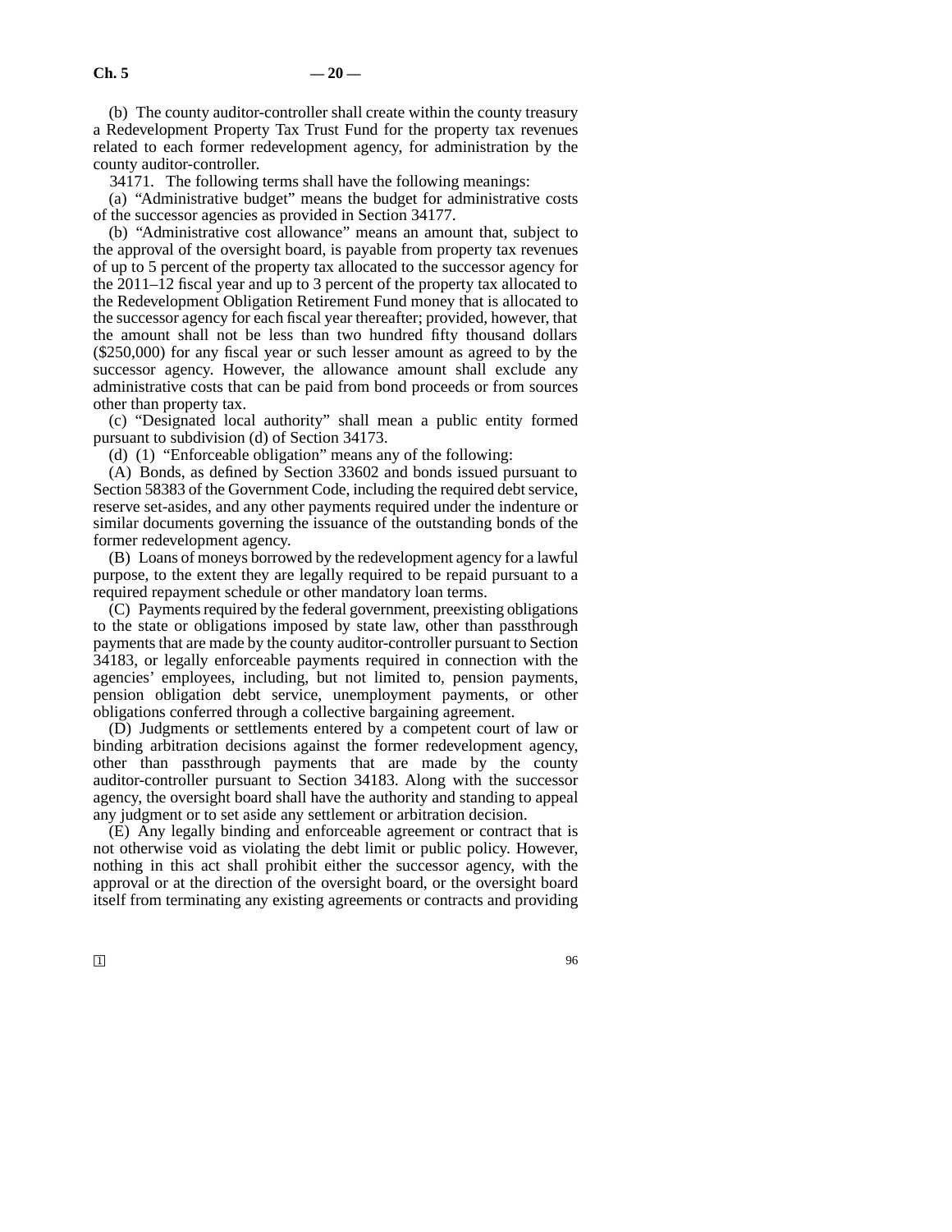(b) The county auditor-controller shall create within the county treasury a Redevelopment Property Tax Trust Fund for the property tax revenues related to each former redevelopment agency, for administration by the county auditor-controller.

34171. The following terms shall have the following meanings:

(a) "Administrative budget" means the budget for administrative costs of the successor agencies as provided in Section 34177.

(b) "Administrative cost allowance" means an amount that, subject to the approval of the oversight board, is payable from property tax revenues of up to 5 percent of the property tax allocated to the successor agency for the 2011–12 fiscal year and up to 3 percent of the property tax allocated to the Redevelopment Obligation Retirement Fund money that is allocated to the successor agency for each fiscal year thereafter; provided, however, that the amount shall not be less than two hundred fifty thousand dollars ($250,000) for any fiscal year or such lesser amount as agreed to by the successor agency. However, the allowance amount shall exclude any administrative costs that can be paid from bond proceeds or from sources other than property tax.

(c) "Designated local authority" shall mean a public entity formed pursuant to subdivision (d) of Section 34173.

(d) (1) "Enforceable obligation" means any of the following:

(A) Bonds, as defined by Section 33602 and bonds issued pursuant to Section 58383 of the Government Code, including the required debt service, reserve set-asides, and any other payments required under the indenture or similar documents governing the issuance of the outstanding bonds of the former redevelopment agency.

(B) Loans of moneys borrowed by the redevelopment agency for a lawful purpose, to the extent they are legally required to be repaid pursuant to a required repayment schedule or other mandatory loan terms.

(C) Payments required by the federal government, preexisting obligations to the state or obligations imposed by state law, other than passthrough payments that are made by the county auditor-controller pursuant to Section 34183, or legally enforceable payments required in connection with the agencies' employees, including, but not limited to, pension payments, pension obligation debt service, unemployment payments, or other obligations conferred through a collective bargaining agreement.

(D) Judgments or settlements entered by a competent court of law or binding arbitration decisions against the former redevelopment agency, other than passthrough payments that are made by the county auditor-controller pursuant to Section 34183. Along with the successor agency, the oversight board shall have the authority and standing to appeal any judgment or to set aside any settlement or arbitration decision.

(E) Any legally binding and enforceable agreement or contract that is not otherwise void as violating the debt limit or public policy. However, nothing in this act shall prohibit either the successor agency, with the approval or at the direction of the oversight board, or the oversight board itself from terminating any existing agreements or contracts and providing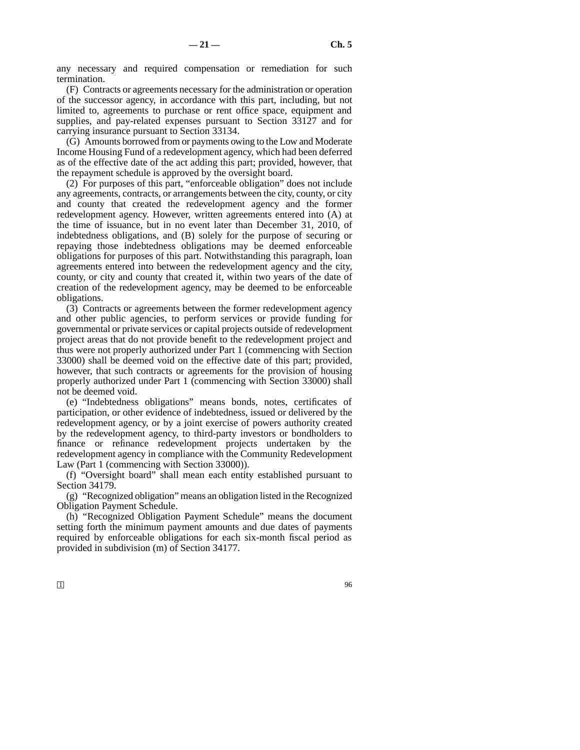any necessary and required compensation or remediation for such termination.

(F) Contracts or agreements necessary for the administration or operation of the successor agency, in accordance with this part, including, but not limited to, agreements to purchase or rent office space, equipment and supplies, and pay-related expenses pursuant to Section 33127 and for carrying insurance pursuant to Section 33134.

(G) Amounts borrowed from or payments owing to the Low and Moderate Income Housing Fund of a redevelopment agency, which had been deferred as of the effective date of the act adding this part; provided, however, that the repayment schedule is approved by the oversight board.

(2) For purposes of this part, "enforceable obligation" does not include any agreements, contracts, or arrangements between the city, county, or city and county that created the redevelopment agency and the former redevelopment agency. However, written agreements entered into (A) at the time of issuance, but in no event later than December 31, 2010, of indebtedness obligations, and (B) solely for the purpose of securing or repaying those indebtedness obligations may be deemed enforceable obligations for purposes of this part. Notwithstanding this paragraph, loan agreements entered into between the redevelopment agency and the city, county, or city and county that created it, within two years of the date of creation of the redevelopment agency, may be deemed to be enforceable obligations.

(3) Contracts or agreements between the former redevelopment agency and other public agencies, to perform services or provide funding for governmental or private services or capital projects outside of redevelopment project areas that do not provide benefit to the redevelopment project and thus were not properly authorized under Part 1 (commencing with Section 33000) shall be deemed void on the effective date of this part; provided, however, that such contracts or agreements for the provision of housing properly authorized under Part 1 (commencing with Section 33000) shall not be deemed void.

(e) "Indebtedness obligations" means bonds, notes, certificates of participation, or other evidence of indebtedness, issued or delivered by the redevelopment agency, or by a joint exercise of powers authority created by the redevelopment agency, to third-party investors or bondholders to finance or refinance redevelopment projects undertaken by the redevelopment agency in compliance with the Community Redevelopment Law (Part 1 (commencing with Section 33000)).

(f) "Oversight board" shall mean each entity established pursuant to Section 34179.

(g) "Recognized obligation" means an obligation listed in the Recognized Obligation Payment Schedule.

(h) "Recognized Obligation Payment Schedule" means the document setting forth the minimum payment amounts and due dates of payments required by enforceable obligations for each six-month fiscal period as provided in subdivision (m) of Section 34177.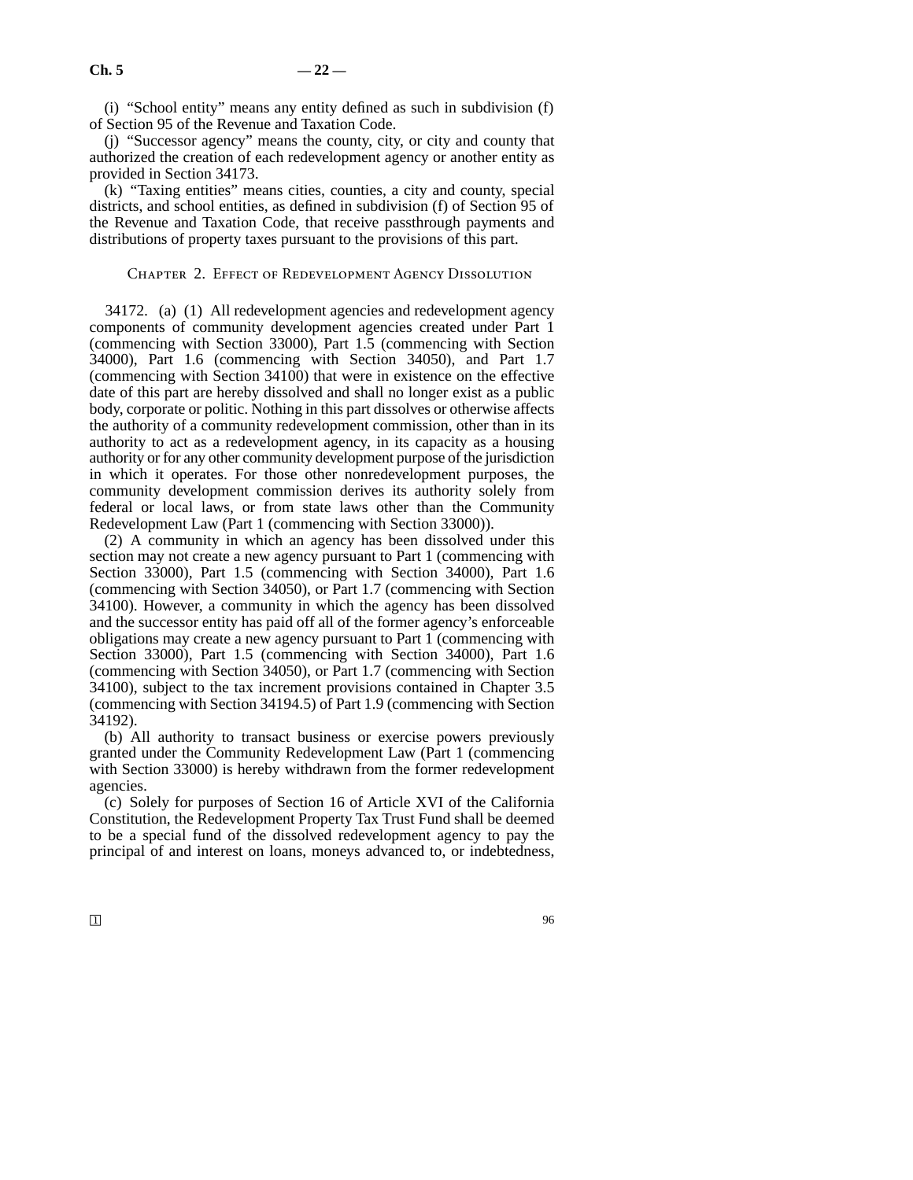(i) "School entity" means any entity defined as such in subdivision (f) of Section 95 of the Revenue and Taxation Code.

(j) "Successor agency" means the county, city, or city and county that authorized the creation of each redevelopment agency or another entity as provided in Section 34173.

(k) "Taxing entities" means cities, counties, a city and county, special districts, and school entities, as defined in subdivision (f) of Section 95 of the Revenue and Taxation Code, that receive passthrough payments and distributions of property taxes pursuant to the provisions of this part.

## Chapter 2. Effect of Redevelopment Agency Dissolution

34172. (a) (1) All redevelopment agencies and redevelopment agency components of community development agencies created under Part 1 (commencing with Section 33000), Part 1.5 (commencing with Section 34000), Part 1.6 (commencing with Section 34050), and Part 1.7 (commencing with Section 34100) that were in existence on the effective date of this part are hereby dissolved and shall no longer exist as a public body, corporate or politic. Nothing in this part dissolves or otherwise affects the authority of a community redevelopment commission, other than in its authority to act as a redevelopment agency, in its capacity as a housing authority or for any other community development purpose of the jurisdiction in which it operates. For those other nonredevelopment purposes, the community development commission derives its authority solely from federal or local laws, or from state laws other than the Community Redevelopment Law (Part 1 (commencing with Section 33000)).

(2) A community in which an agency has been dissolved under this section may not create a new agency pursuant to Part 1 (commencing with Section 33000), Part 1.5 (commencing with Section 34000), Part 1.6 (commencing with Section 34050), or Part 1.7 (commencing with Section 34100). However, a community in which the agency has been dissolved and the successor entity has paid off all of the former agency's enforceable obligations may create a new agency pursuant to Part 1 (commencing with Section 33000), Part 1.5 (commencing with Section 34000), Part 1.6 (commencing with Section 34050), or Part 1.7 (commencing with Section 34100), subject to the tax increment provisions contained in Chapter 3.5 (commencing with Section 34194.5) of Part 1.9 (commencing with Section 34192).

(b) All authority to transact business or exercise powers previously granted under the Community Redevelopment Law (Part 1 (commencing with Section 33000) is hereby withdrawn from the former redevelopment agencies.

(c) Solely for purposes of Section 16 of Article XVI of the California Constitution, the Redevelopment Property Tax Trust Fund shall be deemed to be a special fund of the dissolved redevelopment agency to pay the principal of and interest on loans, moneys advanced to, or indebtedness,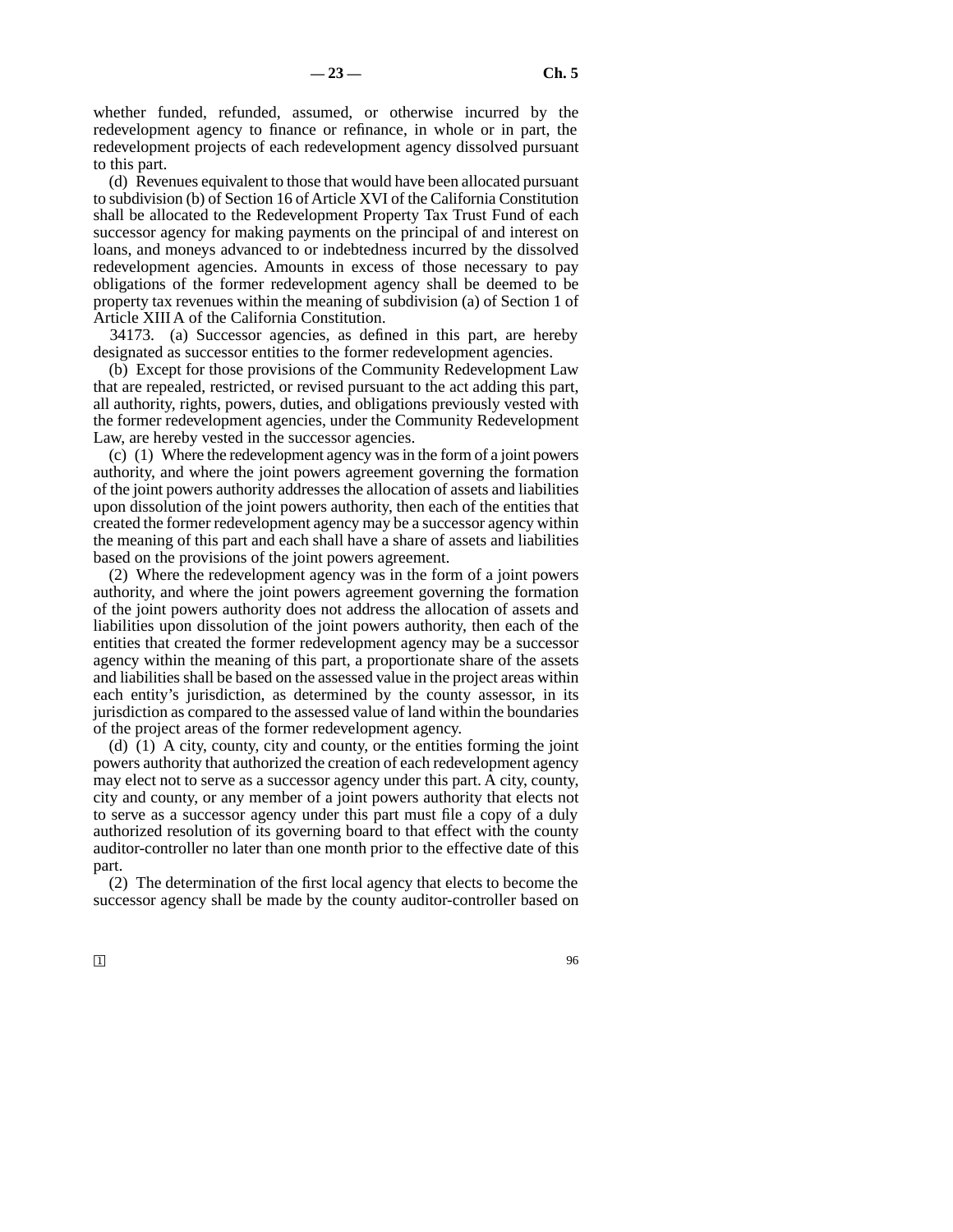whether funded, refunded, assumed, or otherwise incurred by the redevelopment agency to finance or refinance, in whole or in part, the redevelopment projects of each redevelopment agency dissolved pursuant to this part.

(d) Revenues equivalent to those that would have been allocated pursuant to subdivision (b) of Section 16 of Article XVI of the California Constitution shall be allocated to the Redevelopment Property Tax Trust Fund of each successor agency for making payments on the principal of and interest on loans, and moneys advanced to or indebtedness incurred by the dissolved redevelopment agencies. Amounts in excess of those necessary to pay obligations of the former redevelopment agency shall be deemed to be property tax revenues within the meaning of subdivision (a) of Section 1 of Article XIII A of the California Constitution.

34173. (a) Successor agencies, as defined in this part, are hereby designated as successor entities to the former redevelopment agencies.

(b) Except for those provisions of the Community Redevelopment Law that are repealed, restricted, or revised pursuant to the act adding this part, all authority, rights, powers, duties, and obligations previously vested with the former redevelopment agencies, under the Community Redevelopment Law, are hereby vested in the successor agencies.

(c) (1) Where the redevelopment agency was in the form of a joint powers authority, and where the joint powers agreement governing the formation of the joint powers authority addresses the allocation of assets and liabilities upon dissolution of the joint powers authority, then each of the entities that created the former redevelopment agency may be a successor agency within the meaning of this part and each shall have a share of assets and liabilities based on the provisions of the joint powers agreement.

(2) Where the redevelopment agency was in the form of a joint powers authority, and where the joint powers agreement governing the formation of the joint powers authority does not address the allocation of assets and liabilities upon dissolution of the joint powers authority, then each of the entities that created the former redevelopment agency may be a successor agency within the meaning of this part, a proportionate share of the assets and liabilities shall be based on the assessed value in the project areas within each entity's jurisdiction, as determined by the county assessor, in its jurisdiction as compared to the assessed value of land within the boundaries of the project areas of the former redevelopment agency.

(d) (1) A city, county, city and county, or the entities forming the joint powers authority that authorized the creation of each redevelopment agency may elect not to serve as a successor agency under this part. A city, county, city and county, or any member of a joint powers authority that elects not to serve as a successor agency under this part must file a copy of a duly authorized resolution of its governing board to that effect with the county auditor-controller no later than one month prior to the effective date of this part.

(2) The determination of the first local agency that elects to become the successor agency shall be made by the county auditor-controller based on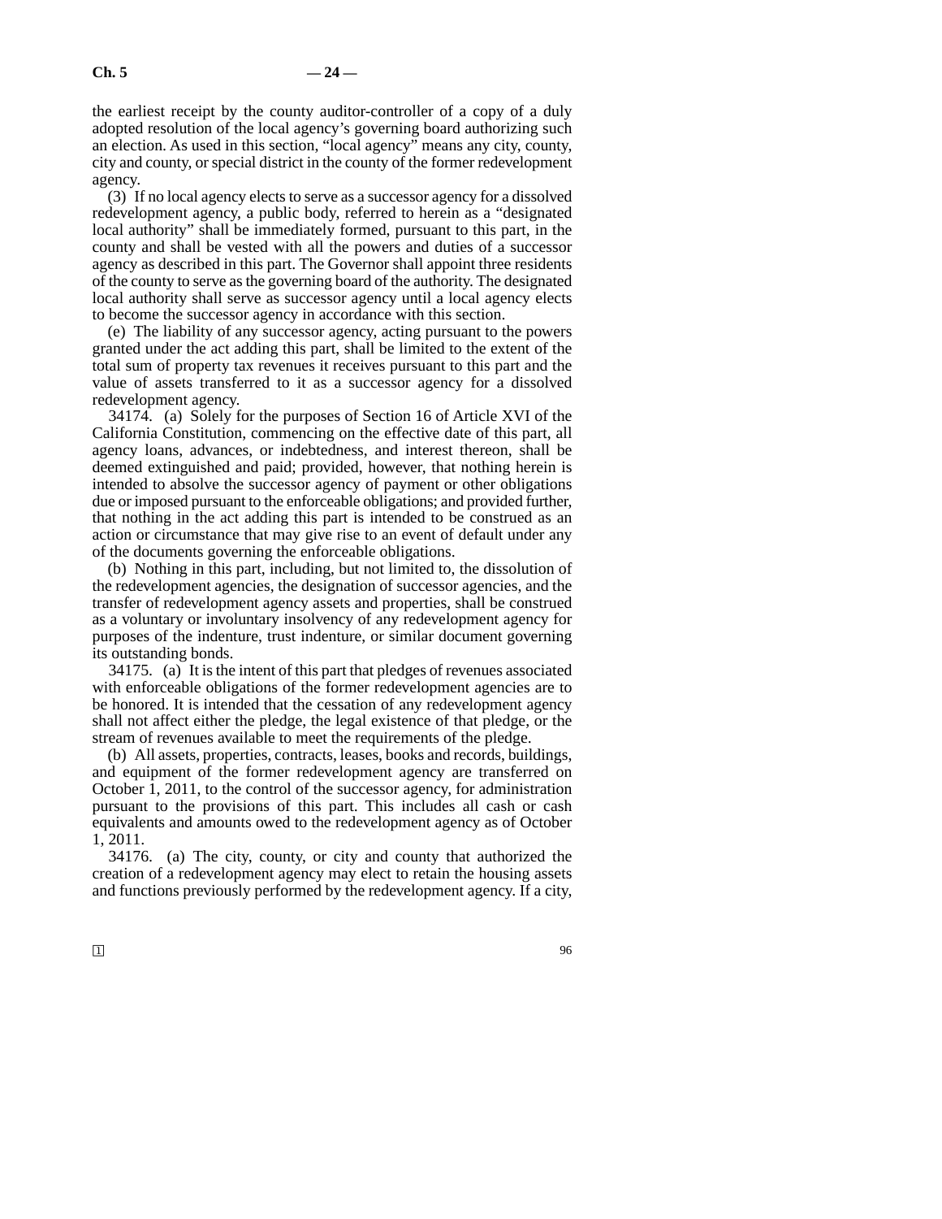the earliest receipt by the county auditor-controller of a copy of a duly adopted resolution of the local agency's governing board authorizing such an election. As used in this section, "local agency" means any city, county, city and county, or special district in the county of the former redevelopment agency.

(3) If no local agency elects to serve as a successor agency for a dissolved redevelopment agency, a public body, referred to herein as a "designated local authority" shall be immediately formed, pursuant to this part, in the county and shall be vested with all the powers and duties of a successor agency as described in this part. The Governor shall appoint three residents of the county to serve as the governing board of the authority. The designated local authority shall serve as successor agency until a local agency elects to become the successor agency in accordance with this section.

(e) The liability of any successor agency, acting pursuant to the powers granted under the act adding this part, shall be limited to the extent of the total sum of property tax revenues it receives pursuant to this part and the value of assets transferred to it as a successor agency for a dissolved redevelopment agency.

34174. (a) Solely for the purposes of Section 16 of Article XVI of the California Constitution, commencing on the effective date of this part, all agency loans, advances, or indebtedness, and interest thereon, shall be deemed extinguished and paid; provided, however, that nothing herein is intended to absolve the successor agency of payment or other obligations due or imposed pursuant to the enforceable obligations; and provided further, that nothing in the act adding this part is intended to be construed as an action or circumstance that may give rise to an event of default under any of the documents governing the enforceable obligations.

(b) Nothing in this part, including, but not limited to, the dissolution of the redevelopment agencies, the designation of successor agencies, and the transfer of redevelopment agency assets and properties, shall be construed as a voluntary or involuntary insolvency of any redevelopment agency for purposes of the indenture, trust indenture, or similar document governing its outstanding bonds.

34175. (a) It is the intent of this part that pledges of revenues associated with enforceable obligations of the former redevelopment agencies are to be honored. It is intended that the cessation of any redevelopment agency shall not affect either the pledge, the legal existence of that pledge, or the stream of revenues available to meet the requirements of the pledge.

(b) All assets, properties, contracts, leases, books and records, buildings, and equipment of the former redevelopment agency are transferred on October 1, 2011, to the control of the successor agency, for administration pursuant to the provisions of this part. This includes all cash or cash equivalents and amounts owed to the redevelopment agency as of October 1, 2011.

34176. (a) The city, county, or city and county that authorized the creation of a redevelopment agency may elect to retain the housing assets and functions previously performed by the redevelopment agency. If a city,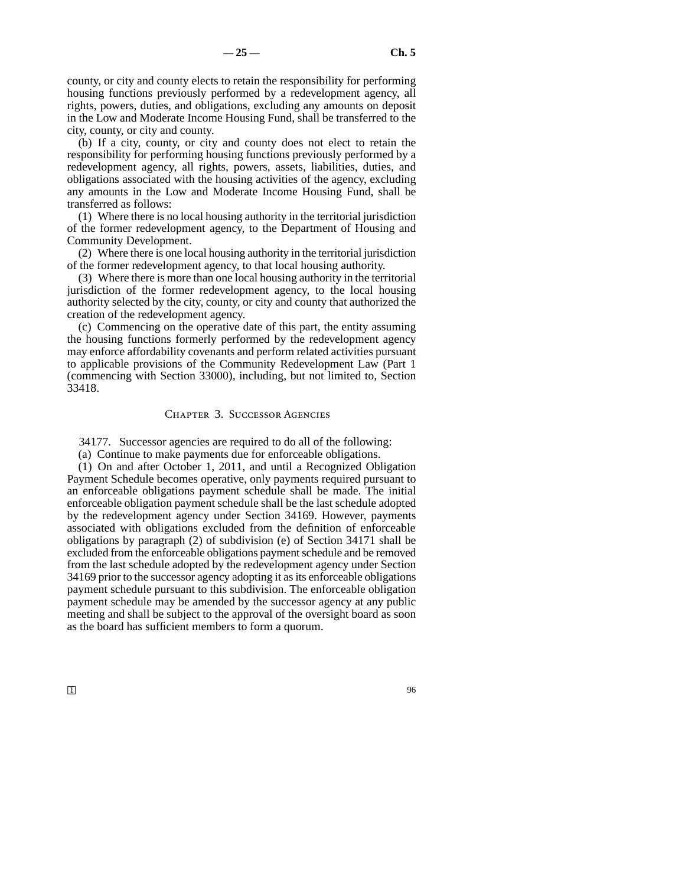county, or city and county elects to retain the responsibility for performing housing functions previously performed by a redevelopment agency, all rights, powers, duties, and obligations, excluding any amounts on deposit in the Low and Moderate Income Housing Fund, shall be transferred to the city, county, or city and county.

(b) If a city, county, or city and county does not elect to retain the responsibility for performing housing functions previously performed by a redevelopment agency, all rights, powers, assets, liabilities, duties, and obligations associated with the housing activities of the agency, excluding any amounts in the Low and Moderate Income Housing Fund, shall be transferred as follows:

(1) Where there is no local housing authority in the territorial jurisdiction of the former redevelopment agency, to the Department of Housing and Community Development.

(2) Where there is one local housing authority in the territorial jurisdiction of the former redevelopment agency, to that local housing authority.

(3) Where there is more than one local housing authority in the territorial jurisdiction of the former redevelopment agency, to the local housing authority selected by the city, county, or city and county that authorized the creation of the redevelopment agency.

(c) Commencing on the operative date of this part, the entity assuming the housing functions formerly performed by the redevelopment agency may enforce affordability covenants and perform related activities pursuant to applicable provisions of the Community Redevelopment Law (Part 1 (commencing with Section 33000), including, but not limited to, Section 33418.

## Chapter 3. Successor Agencies

34177. Successor agencies are required to do all of the following:

(a) Continue to make payments due for enforceable obligations.

(1) On and after October 1, 2011, and until a Recognized Obligation Payment Schedule becomes operative, only payments required pursuant to an enforceable obligations payment schedule shall be made. The initial enforceable obligation payment schedule shall be the last schedule adopted by the redevelopment agency under Section 34169. However, payments associated with obligations excluded from the definition of enforceable obligations by paragraph (2) of subdivision (e) of Section 34171 shall be excluded from the enforceable obligations payment schedule and be removed from the last schedule adopted by the redevelopment agency under Section 34169 prior to the successor agency adopting it as its enforceable obligations payment schedule pursuant to this subdivision. The enforceable obligation payment schedule may be amended by the successor agency at any public meeting and shall be subject to the approval of the oversight board as soon as the board has sufficient members to form a quorum.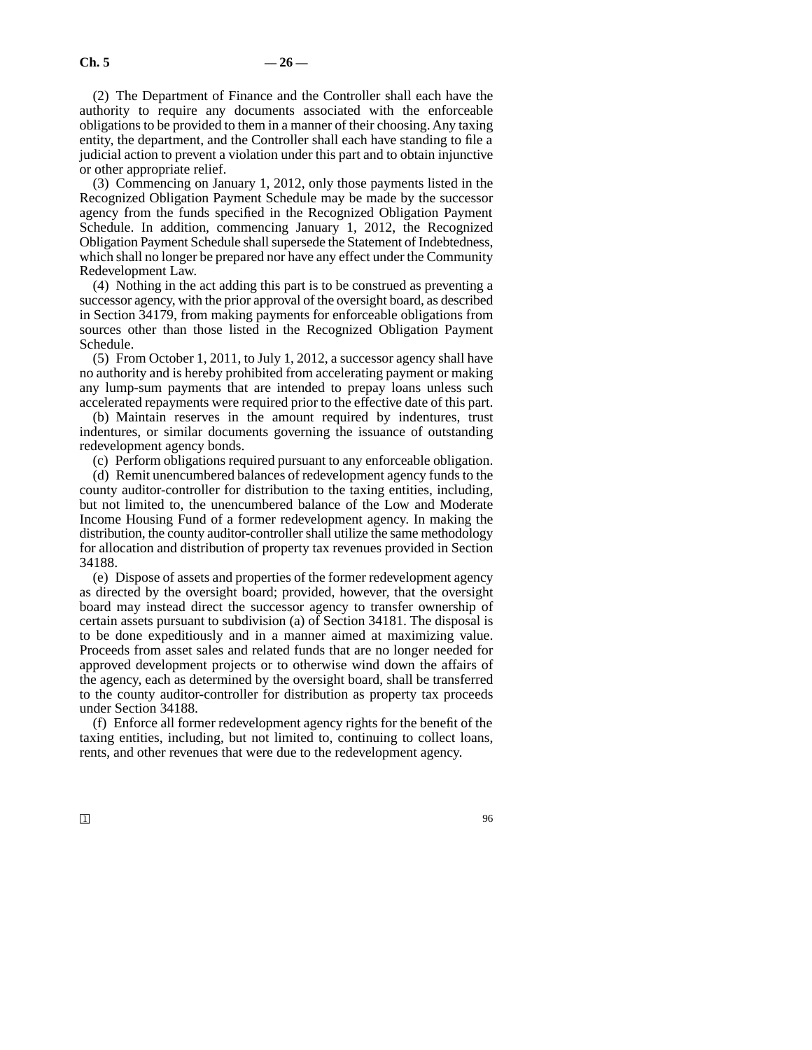(2) The Department of Finance and the Controller shall each have the authority to require any documents associated with the enforceable obligations to be provided to them in a manner of their choosing. Any taxing entity, the department, and the Controller shall each have standing to file a judicial action to prevent a violation under this part and to obtain injunctive or other appropriate relief.

(3) Commencing on January 1, 2012, only those payments listed in the Recognized Obligation Payment Schedule may be made by the successor agency from the funds specified in the Recognized Obligation Payment Schedule. In addition, commencing January 1, 2012, the Recognized Obligation Payment Schedule shall supersede the Statement of Indebtedness, which shall no longer be prepared nor have any effect under the Community Redevelopment Law.

(4) Nothing in the act adding this part is to be construed as preventing a successor agency, with the prior approval of the oversight board, as described in Section 34179, from making payments for enforceable obligations from sources other than those listed in the Recognized Obligation Payment Schedule.

(5) From October 1, 2011, to July 1, 2012, a successor agency shall have no authority and is hereby prohibited from accelerating payment or making any lump-sum payments that are intended to prepay loans unless such accelerated repayments were required prior to the effective date of this part.

(b) Maintain reserves in the amount required by indentures, trust indentures, or similar documents governing the issuance of outstanding redevelopment agency bonds.

(c) Perform obligations required pursuant to any enforceable obligation.

(d) Remit unencumbered balances of redevelopment agency funds to the county auditor-controller for distribution to the taxing entities, including, but not limited to, the unencumbered balance of the Low and Moderate Income Housing Fund of a former redevelopment agency. In making the distribution, the county auditor-controller shall utilize the same methodology for allocation and distribution of property tax revenues provided in Section 34188.

(e) Dispose of assets and properties of the former redevelopment agency as directed by the oversight board; provided, however, that the oversight board may instead direct the successor agency to transfer ownership of certain assets pursuant to subdivision (a) of Section 34181. The disposal is to be done expeditiously and in a manner aimed at maximizing value. Proceeds from asset sales and related funds that are no longer needed for approved development projects or to otherwise wind down the affairs of the agency, each as determined by the oversight board, shall be transferred to the county auditor-controller for distribution as property tax proceeds under Section 34188.

(f) Enforce all former redevelopment agency rights for the benefit of the taxing entities, including, but not limited to, continuing to collect loans, rents, and other revenues that were due to the redevelopment agency.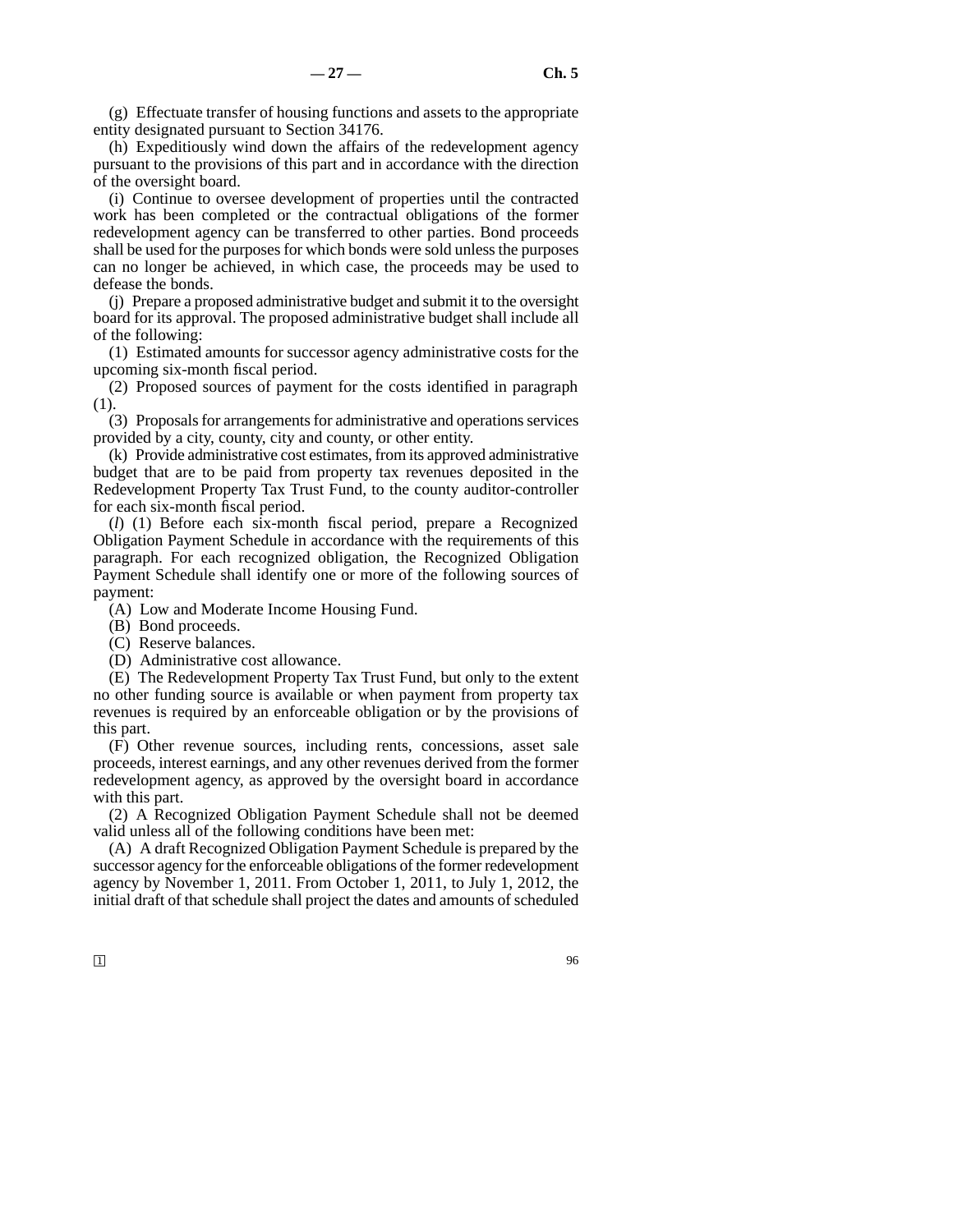(g) Effectuate transfer of housing functions and assets to the appropriate entity designated pursuant to Section 34176.

(h) Expeditiously wind down the affairs of the redevelopment agency pursuant to the provisions of this part and in accordance with the direction of the oversight board.

(i) Continue to oversee development of properties until the contracted work has been completed or the contractual obligations of the former redevelopment agency can be transferred to other parties. Bond proceeds shall be used for the purposes for which bonds were sold unless the purposes can no longer be achieved, in which case, the proceeds may be used to defease the bonds.

(j) Prepare a proposed administrative budget and submit it to the oversight board for its approval. The proposed administrative budget shall include all of the following:

(1) Estimated amounts for successor agency administrative costs for the upcoming six-month fiscal period.

(2) Proposed sources of payment for the costs identified in paragraph (1).

(3) Proposals for arrangements for administrative and operations services provided by a city, county, city and county, or other entity.

(k) Provide administrative cost estimates, from its approved administrative budget that are to be paid from property tax revenues deposited in the Redevelopment Property Tax Trust Fund, to the county auditor-controller for each six-month fiscal period.

(*l*) (1) Before each six-month fiscal period, prepare a Recognized Obligation Payment Schedule in accordance with the requirements of this paragraph. For each recognized obligation, the Recognized Obligation Payment Schedule shall identify one or more of the following sources of payment:

(A) Low and Moderate Income Housing Fund.

(B) Bond proceeds.

(C) Reserve balances.

(D) Administrative cost allowance.

(E) The Redevelopment Property Tax Trust Fund, but only to the extent no other funding source is available or when payment from property tax revenues is required by an enforceable obligation or by the provisions of this part.

(F) Other revenue sources, including rents, concessions, asset sale proceeds, interest earnings, and any other revenues derived from the former redevelopment agency, as approved by the oversight board in accordance with this part.

(2) A Recognized Obligation Payment Schedule shall not be deemed valid unless all of the following conditions have been met:

(A) A draft Recognized Obligation Payment Schedule is prepared by the successor agency for the enforceable obligations of the former redevelopment agency by November 1, 2011. From October 1, 2011, to July 1, 2012, the initial draft of that schedule shall project the dates and amounts of scheduled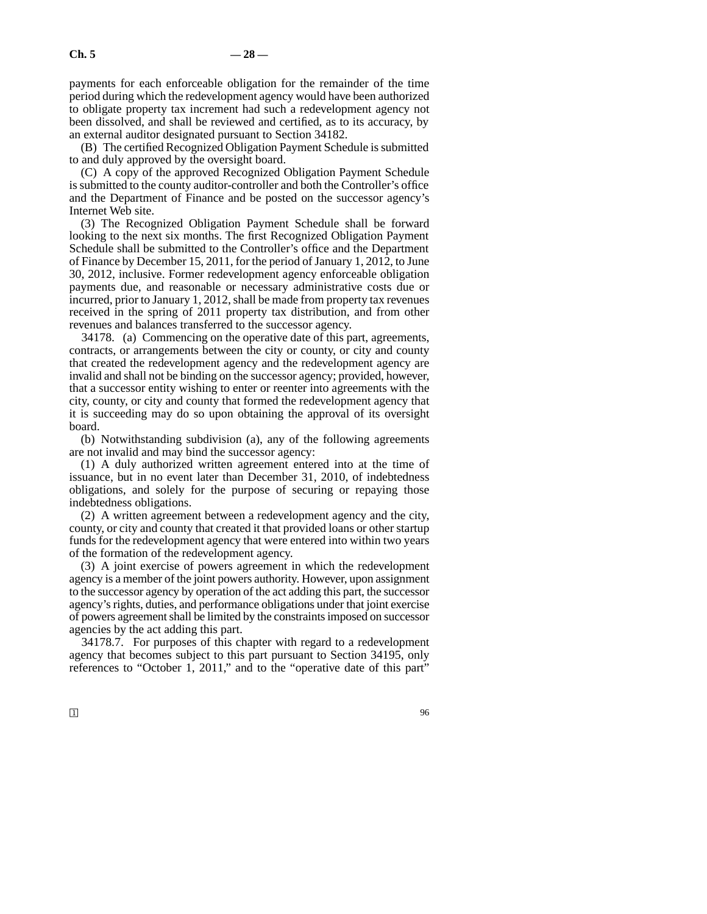payments for each enforceable obligation for the remainder of the time period during which the redevelopment agency would have been authorized to obligate property tax increment had such a redevelopment agency not been dissolved, and shall be reviewed and certified, as to its accuracy, by an external auditor designated pursuant to Section 34182.

(B) The certified Recognized Obligation Payment Schedule is submitted to and duly approved by the oversight board.

(C) A copy of the approved Recognized Obligation Payment Schedule is submitted to the county auditor-controller and both the Controller's office and the Department of Finance and be posted on the successor agency's Internet Web site.

(3) The Recognized Obligation Payment Schedule shall be forward looking to the next six months. The first Recognized Obligation Payment Schedule shall be submitted to the Controller's office and the Department of Finance by December 15, 2011, for the period of January 1, 2012, to June 30, 2012, inclusive. Former redevelopment agency enforceable obligation payments due, and reasonable or necessary administrative costs due or incurred, prior to January 1, 2012, shall be made from property tax revenues received in the spring of 2011 property tax distribution, and from other revenues and balances transferred to the successor agency.

34178. (a) Commencing on the operative date of this part, agreements, contracts, or arrangements between the city or county, or city and county that created the redevelopment agency and the redevelopment agency are invalid and shall not be binding on the successor agency; provided, however, that a successor entity wishing to enter or reenter into agreements with the city, county, or city and county that formed the redevelopment agency that it is succeeding may do so upon obtaining the approval of its oversight board.

(b) Notwithstanding subdivision (a), any of the following agreements are not invalid and may bind the successor agency:

(1) A duly authorized written agreement entered into at the time of issuance, but in no event later than December 31, 2010, of indebtedness obligations, and solely for the purpose of securing or repaying those indebtedness obligations.

(2) A written agreement between a redevelopment agency and the city, county, or city and county that created it that provided loans or other startup funds for the redevelopment agency that were entered into within two years of the formation of the redevelopment agency.

(3) A joint exercise of powers agreement in which the redevelopment agency is a member of the joint powers authority. However, upon assignment to the successor agency by operation of the act adding this part, the successor agency's rights, duties, and performance obligations under that joint exercise of powers agreement shall be limited by the constraints imposed on successor agencies by the act adding this part.

34178.7. For purposes of this chapter with regard to a redevelopment agency that becomes subject to this part pursuant to Section 34195, only references to "October 1, 2011," and to the "operative date of this part"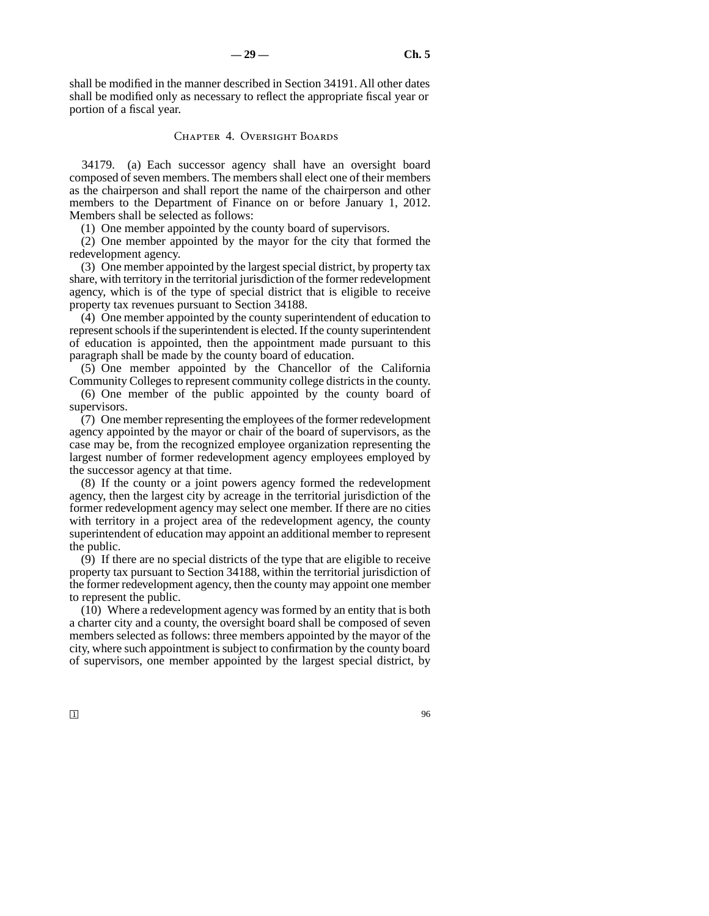shall be modified in the manner described in Section 34191. All other dates shall be modified only as necessary to reflect the appropriate fiscal year or portion of a fiscal year.

## Chapter 4. Oversight Boards

34179. (a) Each successor agency shall have an oversight board composed of seven members. The members shall elect one of their members as the chairperson and shall report the name of the chairperson and other members to the Department of Finance on or before January 1, 2012. Members shall be selected as follows:

(1) One member appointed by the county board of supervisors.

(2) One member appointed by the mayor for the city that formed the redevelopment agency.

(3) One member appointed by the largest special district, by property tax share, with territory in the territorial jurisdiction of the former redevelopment agency, which is of the type of special district that is eligible to receive property tax revenues pursuant to Section 34188.

(4) One member appointed by the county superintendent of education to represent schools if the superintendent is elected. If the county superintendent of education is appointed, then the appointment made pursuant to this paragraph shall be made by the county board of education.

(5) One member appointed by the Chancellor of the California Community Colleges to represent community college districts in the county.

(6) One member of the public appointed by the county board of supervisors.

(7) One member representing the employees of the former redevelopment agency appointed by the mayor or chair of the board of supervisors, as the case may be, from the recognized employee organization representing the largest number of former redevelopment agency employees employed by the successor agency at that time.

(8) If the county or a joint powers agency formed the redevelopment agency, then the largest city by acreage in the territorial jurisdiction of the former redevelopment agency may select one member. If there are no cities with territory in a project area of the redevelopment agency, the county superintendent of education may appoint an additional member to represent the public.

(9) If there are no special districts of the type that are eligible to receive property tax pursuant to Section 34188, within the territorial jurisdiction of the former redevelopment agency, then the county may appoint one member to represent the public.

(10) Where a redevelopment agency was formed by an entity that is both a charter city and a county, the oversight board shall be composed of seven members selected as follows: three members appointed by the mayor of the city, where such appointment is subject to confirmation by the county board of supervisors, one member appointed by the largest special district, by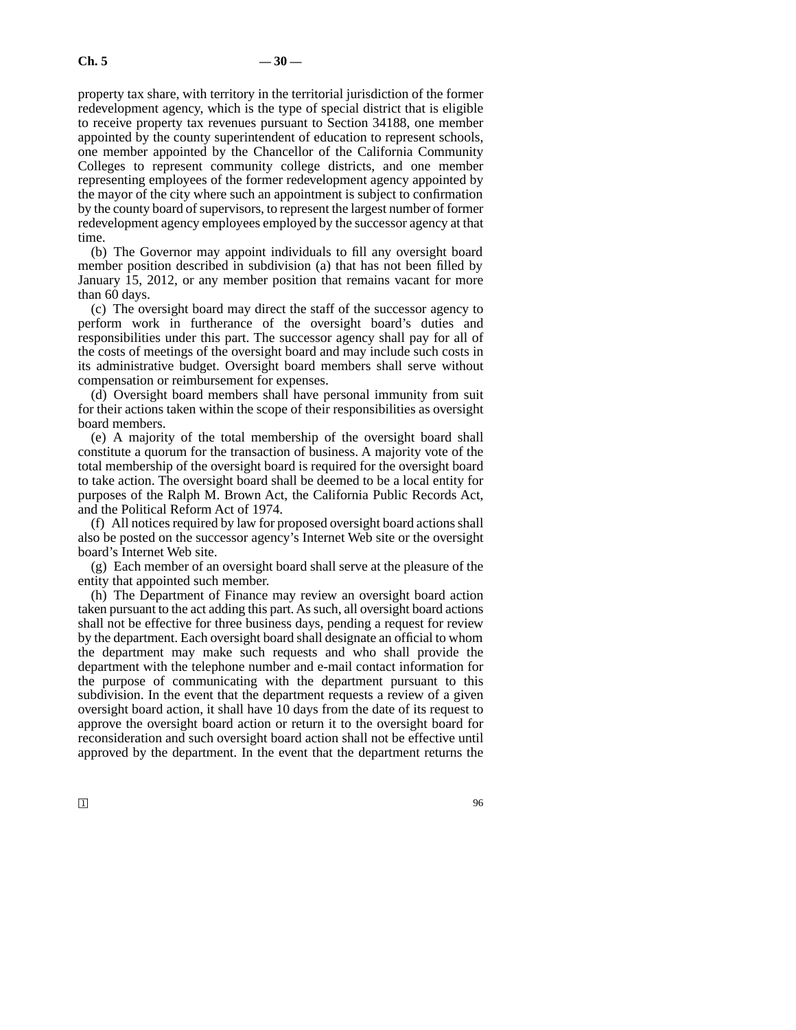property tax share, with territory in the territorial jurisdiction of the former redevelopment agency, which is the type of special district that is eligible to receive property tax revenues pursuant to Section 34188, one member appointed by the county superintendent of education to represent schools, one member appointed by the Chancellor of the California Community Colleges to represent community college districts, and one member representing employees of the former redevelopment agency appointed by the mayor of the city where such an appointment is subject to confirmation by the county board of supervisors, to represent the largest number of former redevelopment agency employees employed by the successor agency at that time.

(b) The Governor may appoint individuals to fill any oversight board member position described in subdivision (a) that has not been filled by January 15, 2012, or any member position that remains vacant for more than 60 days.

(c) The oversight board may direct the staff of the successor agency to perform work in furtherance of the oversight board's duties and responsibilities under this part. The successor agency shall pay for all of the costs of meetings of the oversight board and may include such costs in its administrative budget. Oversight board members shall serve without compensation or reimbursement for expenses.

(d) Oversight board members shall have personal immunity from suit for their actions taken within the scope of their responsibilities as oversight board members.

(e) A majority of the total membership of the oversight board shall constitute a quorum for the transaction of business. A majority vote of the total membership of the oversight board is required for the oversight board to take action. The oversight board shall be deemed to be a local entity for purposes of the Ralph M. Brown Act, the California Public Records Act, and the Political Reform Act of 1974.

(f) All notices required by law for proposed oversight board actions shall also be posted on the successor agency's Internet Web site or the oversight board's Internet Web site.

(g) Each member of an oversight board shall serve at the pleasure of the entity that appointed such member.

(h) The Department of Finance may review an oversight board action taken pursuant to the act adding this part. As such, all oversight board actions shall not be effective for three business days, pending a request for review by the department. Each oversight board shall designate an official to whom the department may make such requests and who shall provide the department with the telephone number and e-mail contact information for the purpose of communicating with the department pursuant to this subdivision. In the event that the department requests a review of a given oversight board action, it shall have 10 days from the date of its request to approve the oversight board action or return it to the oversight board for reconsideration and such oversight board action shall not be effective until approved by the department. In the event that the department returns the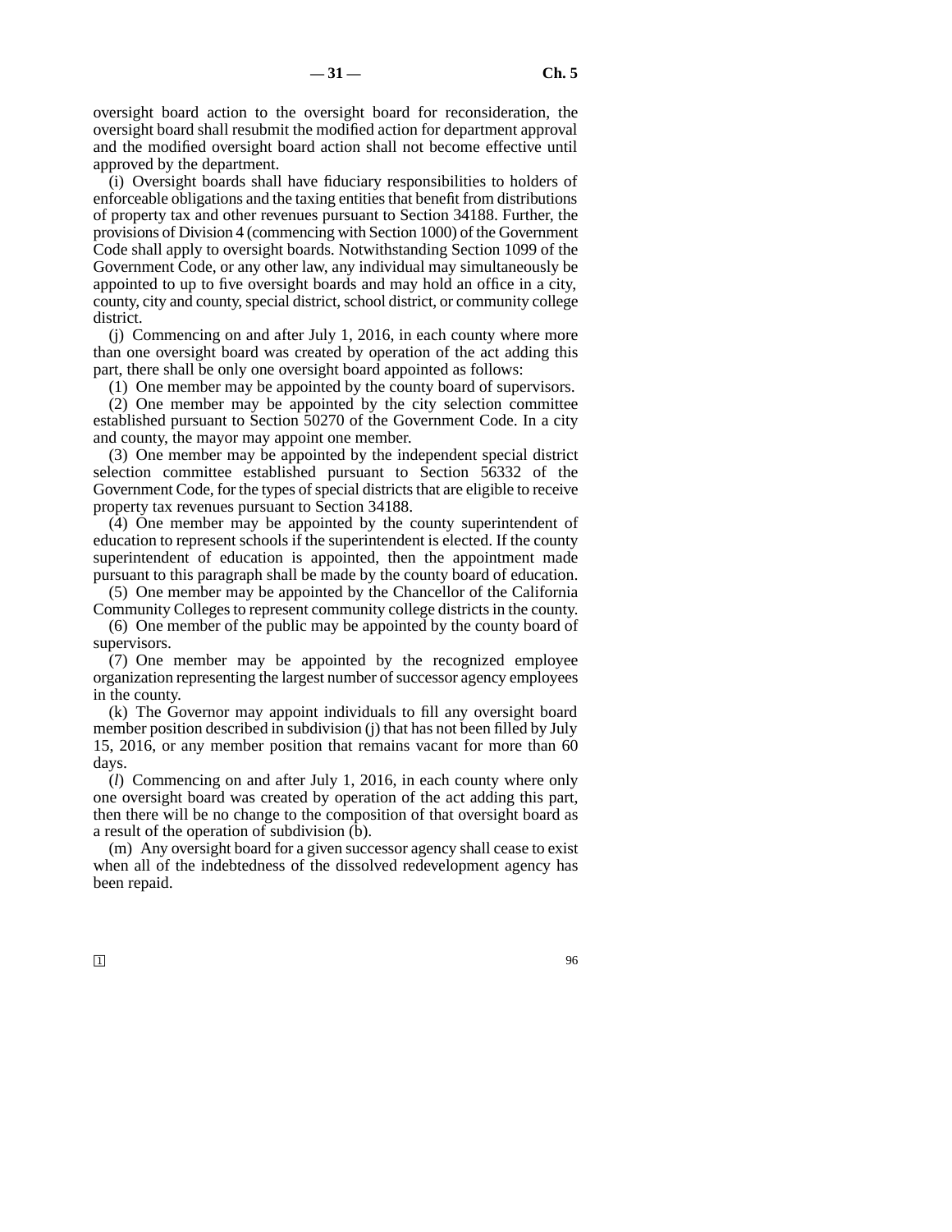oversight board action to the oversight board for reconsideration, the oversight board shall resubmit the modified action for department approval and the modified oversight board action shall not become effective until approved by the department.

(i) Oversight boards shall have fiduciary responsibilities to holders of enforceable obligations and the taxing entities that benefit from distributions of property tax and other revenues pursuant to Section 34188. Further, the provisions of Division 4 (commencing with Section 1000) of the Government Code shall apply to oversight boards. Notwithstanding Section 1099 of the Government Code, or any other law, any individual may simultaneously be appointed to up to five oversight boards and may hold an office in a city, county, city and county, special district, school district, or community college district.

(j) Commencing on and after July 1, 2016, in each county where more than one oversight board was created by operation of the act adding this part, there shall be only one oversight board appointed as follows:

(1) One member may be appointed by the county board of supervisors.

(2) One member may be appointed by the city selection committee established pursuant to Section 50270 of the Government Code. In a city and county, the mayor may appoint one member.

(3) One member may be appointed by the independent special district selection committee established pursuant to Section 56332 of the Government Code, for the types of special districts that are eligible to receive property tax revenues pursuant to Section 34188.

(4) One member may be appointed by the county superintendent of education to represent schools if the superintendent is elected. If the county superintendent of education is appointed, then the appointment made pursuant to this paragraph shall be made by the county board of education.

(5) One member may be appointed by the Chancellor of the California Community Colleges to represent community college districts in the county.

(6) One member of the public may be appointed by the county board of supervisors.

(7) One member may be appointed by the recognized employee organization representing the largest number of successor agency employees in the county.

(k) The Governor may appoint individuals to fill any oversight board member position described in subdivision (j) that has not been filled by July 15, 2016, or any member position that remains vacant for more than 60 days.

(*l*) Commencing on and after July 1, 2016, in each county where only one oversight board was created by operation of the act adding this part, then there will be no change to the composition of that oversight board as a result of the operation of subdivision (b).

(m) Any oversight board for a given successor agency shall cease to exist when all of the indebtedness of the dissolved redevelopment agency has been repaid.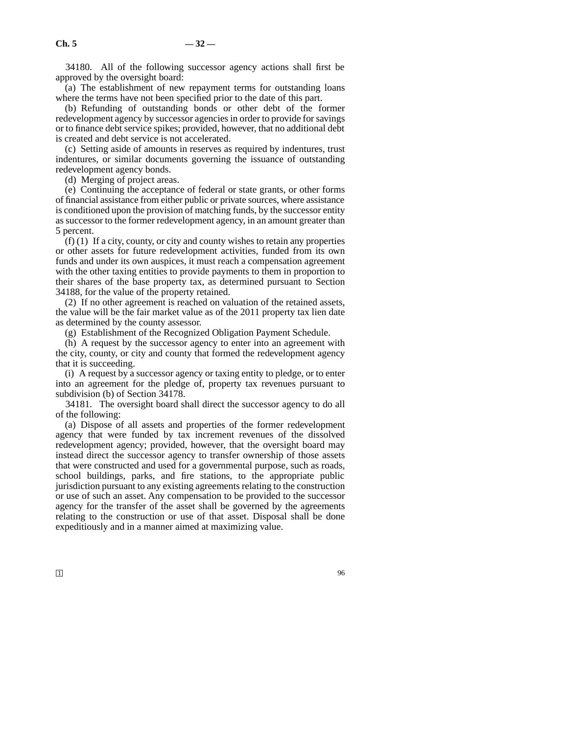34180. All of the following successor agency actions shall first be approved by the oversight board:

(a) The establishment of new repayment terms for outstanding loans where the terms have not been specified prior to the date of this part.

(b) Refunding of outstanding bonds or other debt of the former redevelopment agency by successor agencies in order to provide for savings or to finance debt service spikes; provided, however, that no additional debt is created and debt service is not accelerated.

(c) Setting aside of amounts in reserves as required by indentures, trust indentures, or similar documents governing the issuance of outstanding redevelopment agency bonds.

(d) Merging of project areas.

(e) Continuing the acceptance of federal or state grants, or other forms of financial assistance from either public or private sources, where assistance is conditioned upon the provision of matching funds, by the successor entity as successor to the former redevelopment agency, in an amount greater than 5 percent.

(f) (1) If a city, county, or city and county wishes to retain any properties or other assets for future redevelopment activities, funded from its own funds and under its own auspices, it must reach a compensation agreement with the other taxing entities to provide payments to them in proportion to their shares of the base property tax, as determined pursuant to Section 34188, for the value of the property retained.

(2) If no other agreement is reached on valuation of the retained assets, the value will be the fair market value as of the 2011 property tax lien date as determined by the county assessor.

(g) Establishment of the Recognized Obligation Payment Schedule.

(h) A request by the successor agency to enter into an agreement with the city, county, or city and county that formed the redevelopment agency that it is succeeding.

(i) A request by a successor agency or taxing entity to pledge, or to enter into an agreement for the pledge of, property tax revenues pursuant to subdivision (b) of Section 34178.

34181. The oversight board shall direct the successor agency to do all of the following:

(a) Dispose of all assets and properties of the former redevelopment agency that were funded by tax increment revenues of the dissolved redevelopment agency; provided, however, that the oversight board may instead direct the successor agency to transfer ownership of those assets that were constructed and used for a governmental purpose, such as roads, school buildings, parks, and fire stations, to the appropriate public jurisdiction pursuant to any existing agreements relating to the construction or use of such an asset. Any compensation to be provided to the successor agency for the transfer of the asset shall be governed by the agreements relating to the construction or use of that asset. Disposal shall be done expeditiously and in a manner aimed at maximizing value.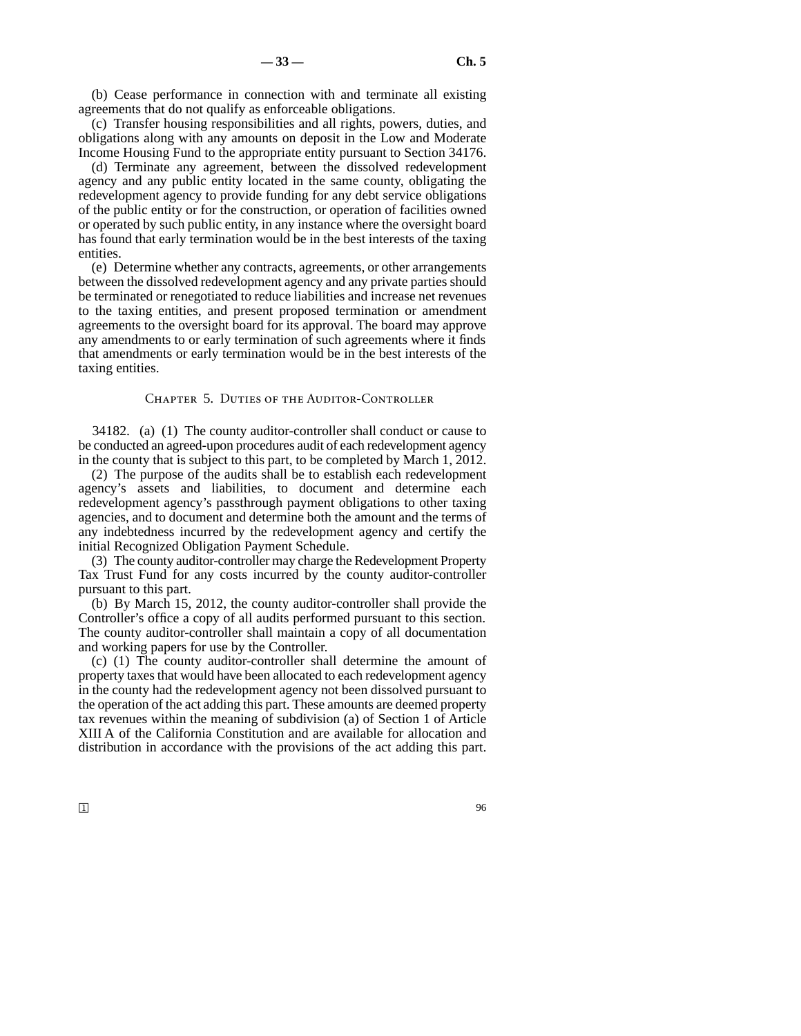(b) Cease performance in connection with and terminate all existing agreements that do not qualify as enforceable obligations.

(c) Transfer housing responsibilities and all rights, powers, duties, and obligations along with any amounts on deposit in the Low and Moderate Income Housing Fund to the appropriate entity pursuant to Section 34176.

(d) Terminate any agreement, between the dissolved redevelopment agency and any public entity located in the same county, obligating the redevelopment agency to provide funding for any debt service obligations of the public entity or for the construction, or operation of facilities owned or operated by such public entity, in any instance where the oversight board has found that early termination would be in the best interests of the taxing entities.

(e) Determine whether any contracts, agreements, or other arrangements between the dissolved redevelopment agency and any private parties should be terminated or renegotiated to reduce liabilities and increase net revenues to the taxing entities, and present proposed termination or amendment agreements to the oversight board for its approval. The board may approve any amendments to or early termination of such agreements where it finds that amendments or early termination would be in the best interests of the taxing entities.

## Chapter 5. Duties of the Auditor-Controller

34182. (a) (1) The county auditor-controller shall conduct or cause to be conducted an agreed-upon procedures audit of each redevelopment agency in the county that is subject to this part, to be completed by March 1, 2012.

(2) The purpose of the audits shall be to establish each redevelopment agency's assets and liabilities, to document and determine each redevelopment agency's passthrough payment obligations to other taxing agencies, and to document and determine both the amount and the terms of any indebtedness incurred by the redevelopment agency and certify the initial Recognized Obligation Payment Schedule.

(3) The county auditor-controller may charge the Redevelopment Property Tax Trust Fund for any costs incurred by the county auditor-controller pursuant to this part.

(b) By March 15, 2012, the county auditor-controller shall provide the Controller's office a copy of all audits performed pursuant to this section. The county auditor-controller shall maintain a copy of all documentation and working papers for use by the Controller.

(c) (1) The county auditor-controller shall determine the amount of property taxes that would have been allocated to each redevelopment agency in the county had the redevelopment agency not been dissolved pursuant to the operation of the act adding this part. These amounts are deemed property tax revenues within the meaning of subdivision (a) of Section 1 of Article XIII A of the California Constitution and are available for allocation and distribution in accordance with the provisions of the act adding this part.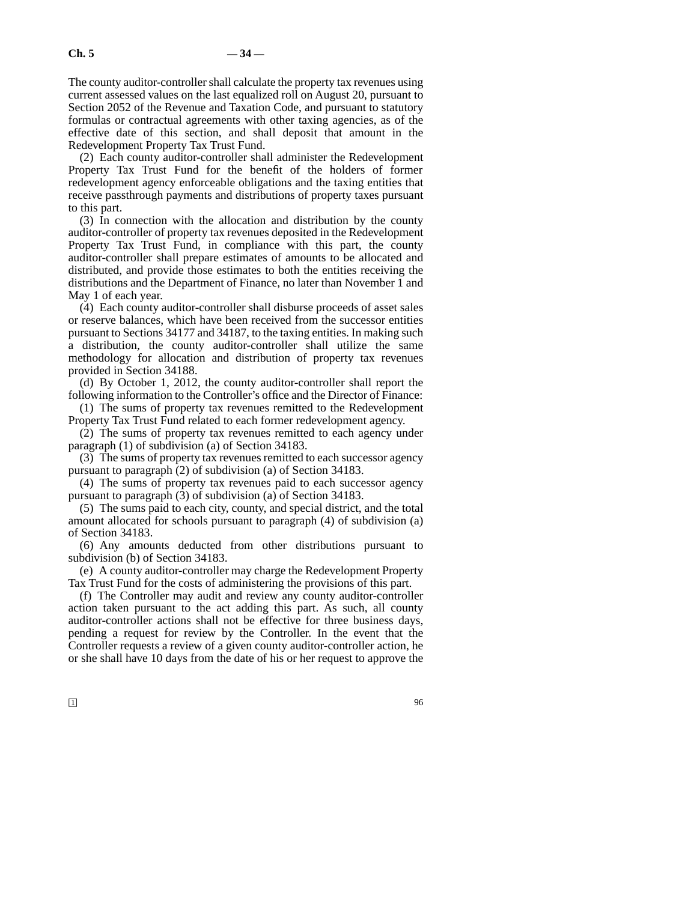The county auditor-controller shall calculate the property tax revenues using current assessed values on the last equalized roll on August 20, pursuant to Section 2052 of the Revenue and Taxation Code, and pursuant to statutory formulas or contractual agreements with other taxing agencies, as of the effective date of this section, and shall deposit that amount in the Redevelopment Property Tax Trust Fund.

(2) Each county auditor-controller shall administer the Redevelopment Property Tax Trust Fund for the benefit of the holders of former redevelopment agency enforceable obligations and the taxing entities that receive passthrough payments and distributions of property taxes pursuant to this part.

(3) In connection with the allocation and distribution by the county auditor-controller of property tax revenues deposited in the Redevelopment Property Tax Trust Fund, in compliance with this part, the county auditor-controller shall prepare estimates of amounts to be allocated and distributed, and provide those estimates to both the entities receiving the distributions and the Department of Finance, no later than November 1 and May 1 of each year.

(4) Each county auditor-controller shall disburse proceeds of asset sales or reserve balances, which have been received from the successor entities pursuant to Sections 34177 and 34187, to the taxing entities. In making such a distribution, the county auditor-controller shall utilize the same methodology for allocation and distribution of property tax revenues provided in Section 34188.

(d) By October 1, 2012, the county auditor-controller shall report the following information to the Controller's office and the Director of Finance:

(1) The sums of property tax revenues remitted to the Redevelopment Property Tax Trust Fund related to each former redevelopment agency.

(2) The sums of property tax revenues remitted to each agency under paragraph (1) of subdivision (a) of Section 34183.

(3) The sums of property tax revenues remitted to each successor agency pursuant to paragraph (2) of subdivision (a) of Section 34183.

(4) The sums of property tax revenues paid to each successor agency pursuant to paragraph (3) of subdivision (a) of Section 34183.

(5) The sums paid to each city, county, and special district, and the total amount allocated for schools pursuant to paragraph (4) of subdivision (a) of Section 34183.

(6) Any amounts deducted from other distributions pursuant to subdivision (b) of Section 34183.

(e) A county auditor-controller may charge the Redevelopment Property Tax Trust Fund for the costs of administering the provisions of this part.

(f) The Controller may audit and review any county auditor-controller action taken pursuant to the act adding this part. As such, all county auditor-controller actions shall not be effective for three business days, pending a request for review by the Controller. In the event that the Controller requests a review of a given county auditor-controller action, he or she shall have 10 days from the date of his or her request to approve the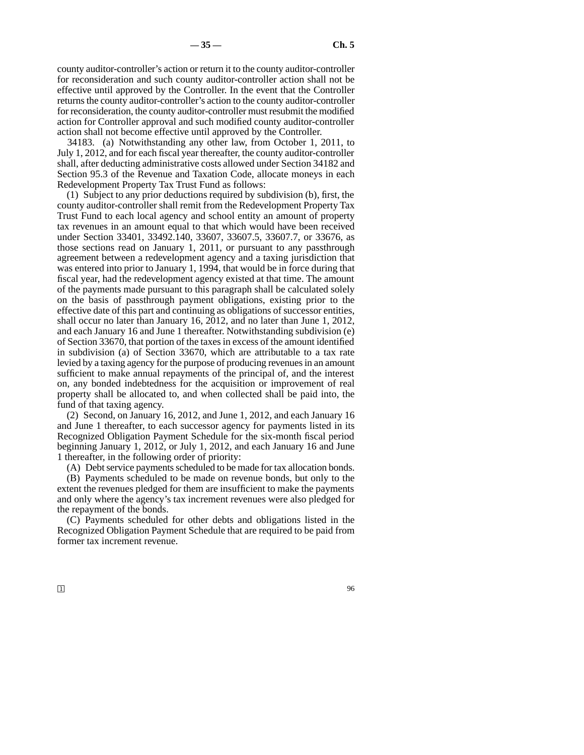county auditor-controller's action or return it to the county auditor-controller for reconsideration and such county auditor-controller action shall not be effective until approved by the Controller. In the event that the Controller returns the county auditor-controller's action to the county auditor-controller for reconsideration, the county auditor-controller must resubmit the modified action for Controller approval and such modified county auditor-controller action shall not become effective until approved by the Controller.

34183. (a) Notwithstanding any other law, from October 1, 2011, to July 1, 2012, and for each fiscal year thereafter, the county auditor-controller shall, after deducting administrative costs allowed under Section 34182 and Section 95.3 of the Revenue and Taxation Code, allocate moneys in each Redevelopment Property Tax Trust Fund as follows:

(1) Subject to any prior deductions required by subdivision (b), first, the county auditor-controller shall remit from the Redevelopment Property Tax Trust Fund to each local agency and school entity an amount of property tax revenues in an amount equal to that which would have been received under Section 33401, 33492.140, 33607, 33607.5, 33607.7, or 33676, as those sections read on January 1, 2011, or pursuant to any passthrough agreement between a redevelopment agency and a taxing jurisdiction that was entered into prior to January 1, 1994, that would be in force during that fiscal year, had the redevelopment agency existed at that time. The amount of the payments made pursuant to this paragraph shall be calculated solely on the basis of passthrough payment obligations, existing prior to the effective date of this part and continuing as obligations of successor entities, shall occur no later than January 16, 2012, and no later than June 1, 2012, and each January 16 and June 1 thereafter. Notwithstanding subdivision (e) of Section 33670, that portion of the taxes in excess of the amount identified in subdivision (a) of Section 33670, which are attributable to a tax rate levied by a taxing agency for the purpose of producing revenues in an amount sufficient to make annual repayments of the principal of, and the interest on, any bonded indebtedness for the acquisition or improvement of real property shall be allocated to, and when collected shall be paid into, the fund of that taxing agency.

(2) Second, on January 16, 2012, and June 1, 2012, and each January 16 and June 1 thereafter, to each successor agency for payments listed in its Recognized Obligation Payment Schedule for the six-month fiscal period beginning January 1, 2012, or July 1, 2012, and each January 16 and June 1 thereafter, in the following order of priority:

(A) Debt service payments scheduled to be made for tax allocation bonds.

(B) Payments scheduled to be made on revenue bonds, but only to the extent the revenues pledged for them are insufficient to make the payments and only where the agency's tax increment revenues were also pledged for the repayment of the bonds.

(C) Payments scheduled for other debts and obligations listed in the Recognized Obligation Payment Schedule that are required to be paid from former tax increment revenue.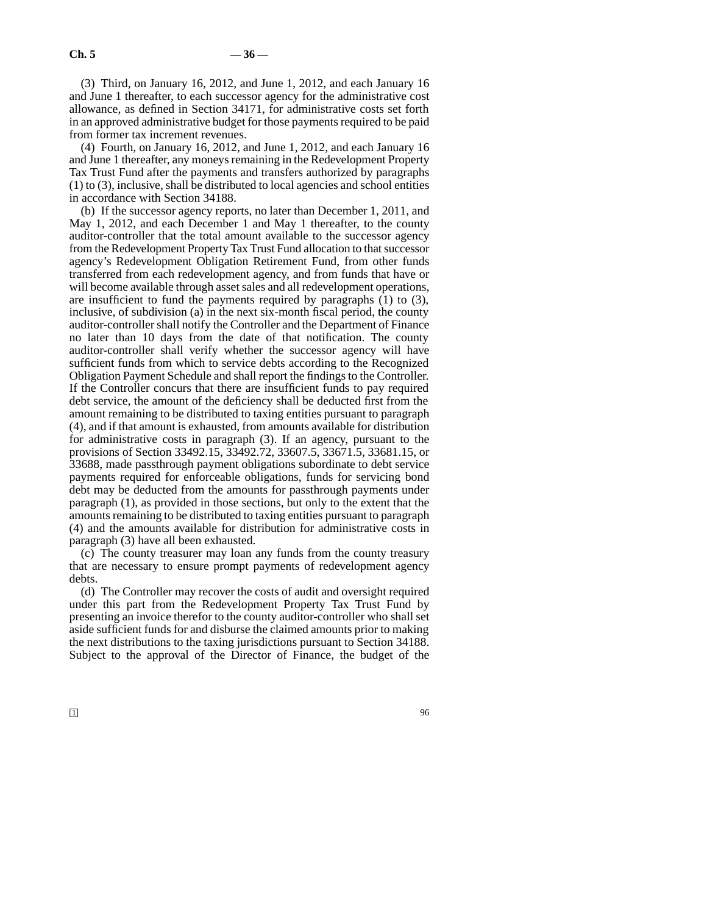(3) Third, on January 16, 2012, and June 1, 2012, and each January 16 and June 1 thereafter, to each successor agency for the administrative cost allowance, as defined in Section 34171, for administrative costs set forth in an approved administrative budget for those payments required to be paid from former tax increment revenues.

(4) Fourth, on January 16, 2012, and June 1, 2012, and each January 16 and June 1 thereafter, any moneys remaining in the Redevelopment Property Tax Trust Fund after the payments and transfers authorized by paragraphs (1) to (3), inclusive, shall be distributed to local agencies and school entities in accordance with Section 34188.

(b) If the successor agency reports, no later than December 1, 2011, and May 1, 2012, and each December 1 and May 1 thereafter, to the county auditor-controller that the total amount available to the successor agency from the Redevelopment Property Tax Trust Fund allocation to that successor agency's Redevelopment Obligation Retirement Fund, from other funds transferred from each redevelopment agency, and from funds that have or will become available through asset sales and all redevelopment operations, are insufficient to fund the payments required by paragraphs (1) to (3), inclusive, of subdivision (a) in the next six-month fiscal period, the county auditor-controller shall notify the Controller and the Department of Finance no later than 10 days from the date of that notification. The county auditor-controller shall verify whether the successor agency will have sufficient funds from which to service debts according to the Recognized Obligation Payment Schedule and shall report the findings to the Controller. If the Controller concurs that there are insufficient funds to pay required debt service, the amount of the deficiency shall be deducted first from the amount remaining to be distributed to taxing entities pursuant to paragraph (4), and if that amount is exhausted, from amounts available for distribution for administrative costs in paragraph (3). If an agency, pursuant to the provisions of Section 33492.15, 33492.72, 33607.5, 33671.5, 33681.15, or 33688, made passthrough payment obligations subordinate to debt service payments required for enforceable obligations, funds for servicing bond debt may be deducted from the amounts for passthrough payments under paragraph (1), as provided in those sections, but only to the extent that the amounts remaining to be distributed to taxing entities pursuant to paragraph (4) and the amounts available for distribution for administrative costs in paragraph (3) have all been exhausted.

(c) The county treasurer may loan any funds from the county treasury that are necessary to ensure prompt payments of redevelopment agency debts.

(d) The Controller may recover the costs of audit and oversight required under this part from the Redevelopment Property Tax Trust Fund by presenting an invoice therefor to the county auditor-controller who shall set aside sufficient funds for and disburse the claimed amounts prior to making the next distributions to the taxing jurisdictions pursuant to Section 34188. Subject to the approval of the Director of Finance, the budget of the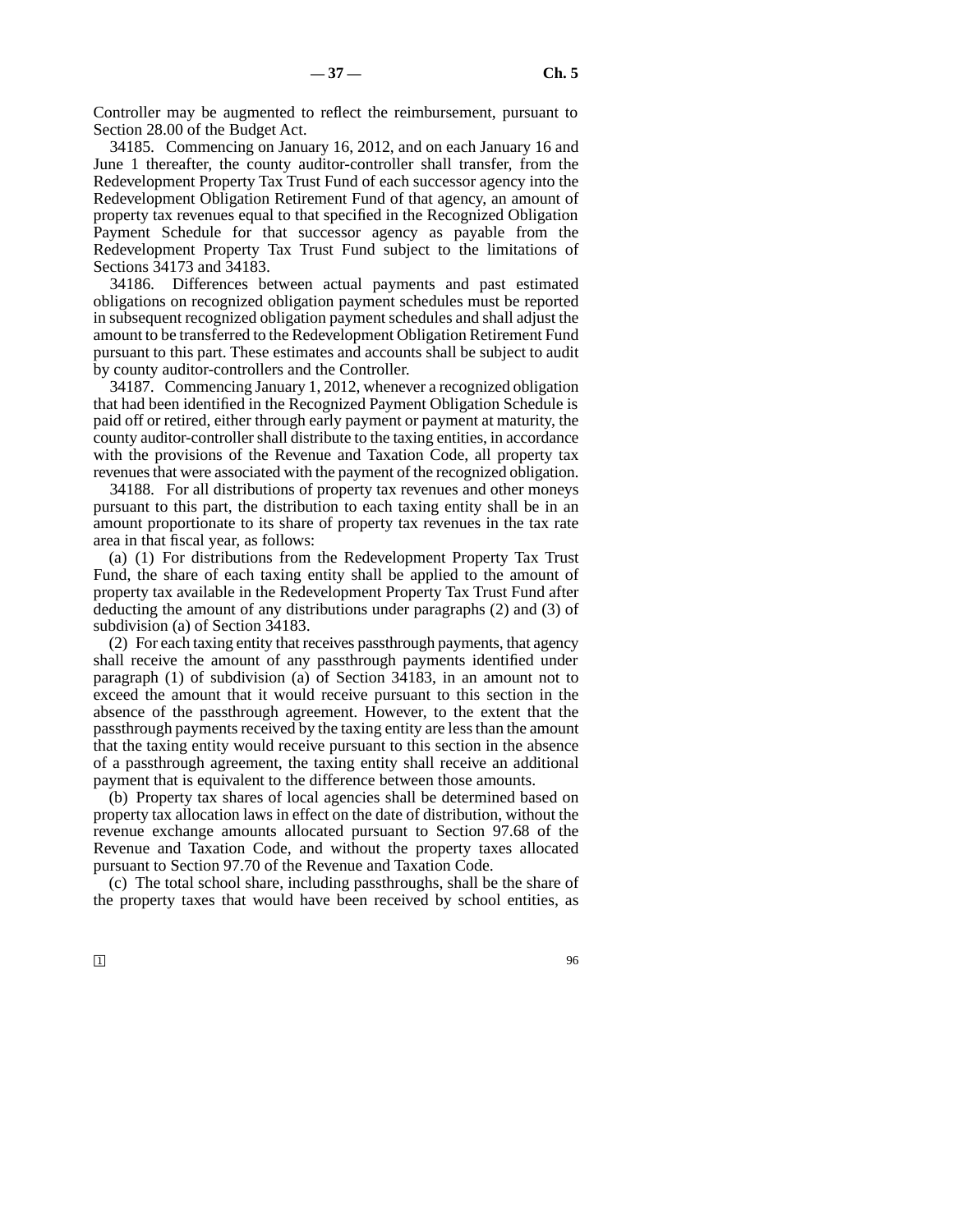Controller may be augmented to reflect the reimbursement, pursuant to Section 28.00 of the Budget Act.

34185. Commencing on January 16, 2012, and on each January 16 and June 1 thereafter, the county auditor-controller shall transfer, from the Redevelopment Property Tax Trust Fund of each successor agency into the Redevelopment Obligation Retirement Fund of that agency, an amount of property tax revenues equal to that specified in the Recognized Obligation Payment Schedule for that successor agency as payable from the Redevelopment Property Tax Trust Fund subject to the limitations of Sections 34173 and 34183.

34186. Differences between actual payments and past estimated obligations on recognized obligation payment schedules must be reported in subsequent recognized obligation payment schedules and shall adjust the amount to be transferred to the Redevelopment Obligation Retirement Fund pursuant to this part. These estimates and accounts shall be subject to audit by county auditor-controllers and the Controller.

34187. Commencing January 1, 2012, whenever a recognized obligation that had been identified in the Recognized Payment Obligation Schedule is paid off or retired, either through early payment or payment at maturity, the county auditor-controller shall distribute to the taxing entities, in accordance with the provisions of the Revenue and Taxation Code, all property tax revenues that were associated with the payment of the recognized obligation.

34188. For all distributions of property tax revenues and other moneys pursuant to this part, the distribution to each taxing entity shall be in an amount proportionate to its share of property tax revenues in the tax rate area in that fiscal year, as follows:

(a) (1) For distributions from the Redevelopment Property Tax Trust Fund, the share of each taxing entity shall be applied to the amount of property tax available in the Redevelopment Property Tax Trust Fund after deducting the amount of any distributions under paragraphs (2) and (3) of subdivision (a) of Section 34183.

(2) For each taxing entity that receives passthrough payments, that agency shall receive the amount of any passthrough payments identified under paragraph (1) of subdivision (a) of Section 34183, in an amount not to exceed the amount that it would receive pursuant to this section in the absence of the passthrough agreement. However, to the extent that the passthrough payments received by the taxing entity are less than the amount that the taxing entity would receive pursuant to this section in the absence of a passthrough agreement, the taxing entity shall receive an additional payment that is equivalent to the difference between those amounts.

(b) Property tax shares of local agencies shall be determined based on property tax allocation laws in effect on the date of distribution, without the revenue exchange amounts allocated pursuant to Section 97.68 of the Revenue and Taxation Code, and without the property taxes allocated pursuant to Section 97.70 of the Revenue and Taxation Code.

(c) The total school share, including passthroughs, shall be the share of the property taxes that would have been received by school entities, as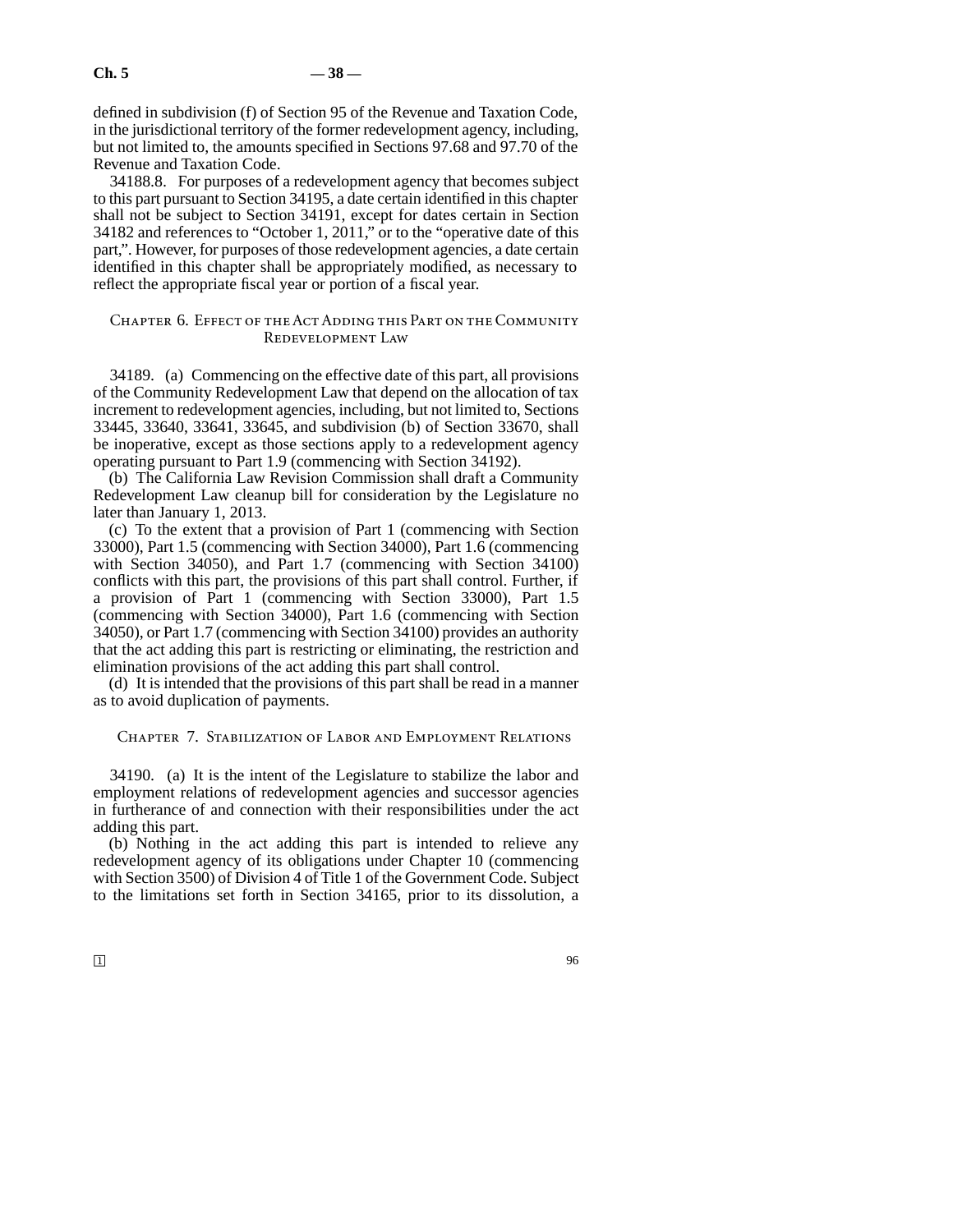defined in subdivision (f) of Section 95 of the Revenue and Taxation Code, in the jurisdictional territory of the former redevelopment agency, including, but not limited to, the amounts specified in Sections 97.68 and 97.70 of the Revenue and Taxation Code.

34188.8. For purposes of a redevelopment agency that becomes subject to this part pursuant to Section 34195, a date certain identified in this chapter shall not be subject to Section 34191, except for dates certain in Section 34182 and references to "October 1, 2011," or to the "operative date of this part,". However, for purposes of those redevelopment agencies, a date certain identified in this chapter shall be appropriately modified, as necessary to reflect the appropriate fiscal year or portion of a fiscal year.

## Chapter 6. Effect of the Act Adding this Part on the Community Redevelopment Law

34189. (a) Commencing on the effective date of this part, all provisions of the Community Redevelopment Law that depend on the allocation of tax increment to redevelopment agencies, including, but not limited to, Sections 33445, 33640, 33641, 33645, and subdivision (b) of Section 33670, shall be inoperative, except as those sections apply to a redevelopment agency operating pursuant to Part 1.9 (commencing with Section 34192).

(b) The California Law Revision Commission shall draft a Community Redevelopment Law cleanup bill for consideration by the Legislature no later than January 1, 2013.

(c) To the extent that a provision of Part 1 (commencing with Section 33000), Part 1.5 (commencing with Section 34000), Part 1.6 (commencing with Section 34050), and Part 1.7 (commencing with Section 34100) conflicts with this part, the provisions of this part shall control. Further, if a provision of Part 1 (commencing with Section 33000), Part 1.5 (commencing with Section 34000), Part 1.6 (commencing with Section 34050), or Part 1.7 (commencing with Section 34100) provides an authority that the act adding this part is restricting or eliminating, the restriction and elimination provisions of the act adding this part shall control.

(d) It is intended that the provisions of this part shall be read in a manner as to avoid duplication of payments.

## Chapter 7. Stabilization of Labor and Employment Relations

34190. (a) It is the intent of the Legislature to stabilize the labor and employment relations of redevelopment agencies and successor agencies in furtherance of and connection with their responsibilities under the act adding this part.

(b) Nothing in the act adding this part is intended to relieve any redevelopment agency of its obligations under Chapter 10 (commencing with Section 3500) of Division 4 of Title 1 of the Government Code. Subject to the limitations set forth in Section 34165, prior to its dissolution, a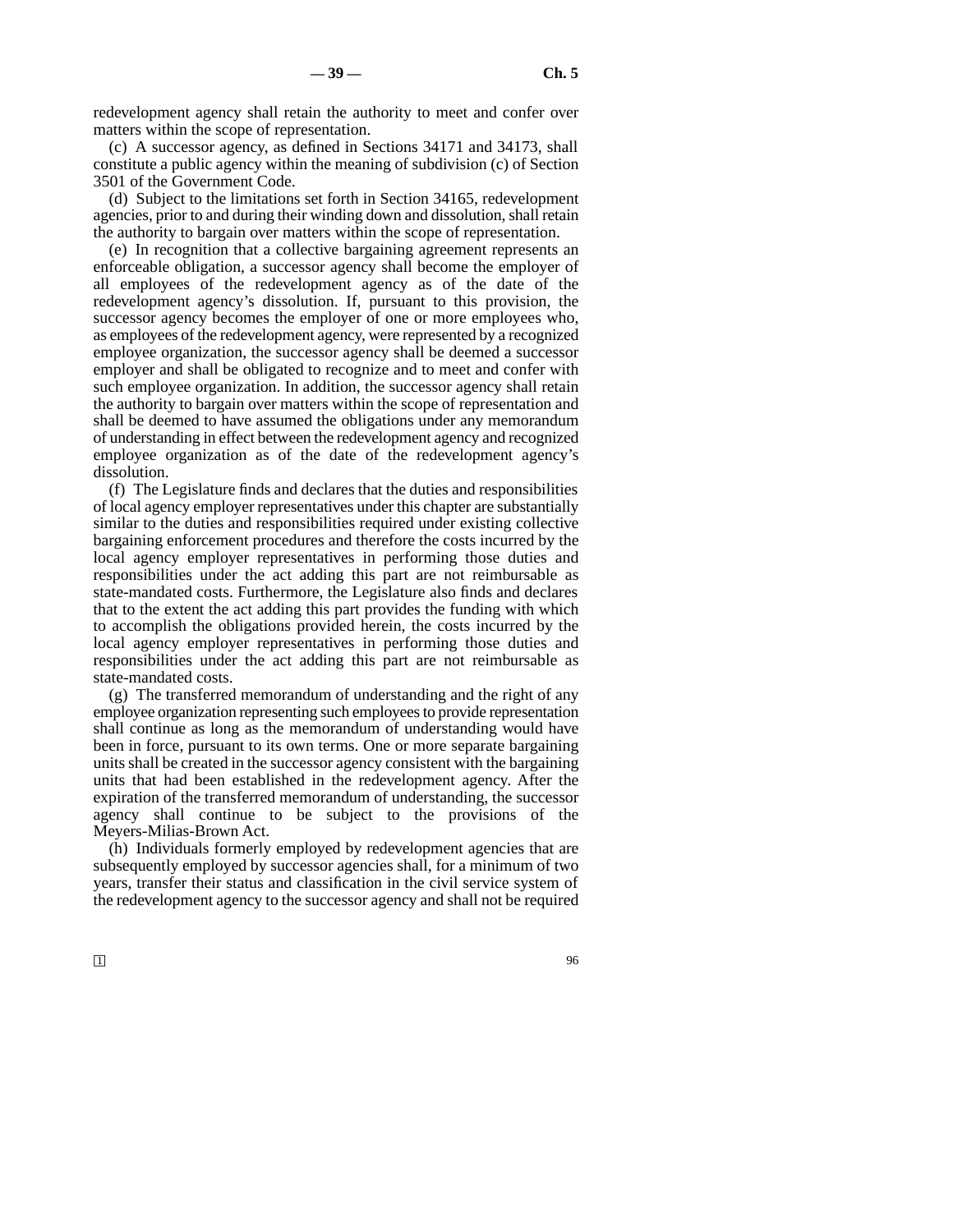redevelopment agency shall retain the authority to meet and confer over matters within the scope of representation.

(c) A successor agency, as defined in Sections 34171 and 34173, shall constitute a public agency within the meaning of subdivision (c) of Section 3501 of the Government Code.

(d) Subject to the limitations set forth in Section 34165, redevelopment agencies, prior to and during their winding down and dissolution, shall retain the authority to bargain over matters within the scope of representation.

(e) In recognition that a collective bargaining agreement represents an enforceable obligation, a successor agency shall become the employer of all employees of the redevelopment agency as of the date of the redevelopment agency's dissolution. If, pursuant to this provision, the successor agency becomes the employer of one or more employees who, as employees of the redevelopment agency, were represented by a recognized employee organization, the successor agency shall be deemed a successor employer and shall be obligated to recognize and to meet and confer with such employee organization. In addition, the successor agency shall retain the authority to bargain over matters within the scope of representation and shall be deemed to have assumed the obligations under any memorandum of understanding in effect between the redevelopment agency and recognized employee organization as of the date of the redevelopment agency's dissolution.

(f) The Legislature finds and declares that the duties and responsibilities of local agency employer representatives under this chapter are substantially similar to the duties and responsibilities required under existing collective bargaining enforcement procedures and therefore the costs incurred by the local agency employer representatives in performing those duties and responsibilities under the act adding this part are not reimbursable as state-mandated costs. Furthermore, the Legislature also finds and declares that to the extent the act adding this part provides the funding with which to accomplish the obligations provided herein, the costs incurred by the local agency employer representatives in performing those duties and responsibilities under the act adding this part are not reimbursable as state-mandated costs.

(g) The transferred memorandum of understanding and the right of any employee organization representing such employees to provide representation shall continue as long as the memorandum of understanding would have been in force, pursuant to its own terms. One or more separate bargaining units shall be created in the successor agency consistent with the bargaining units that had been established in the redevelopment agency. After the expiration of the transferred memorandum of understanding, the successor agency shall continue to be subject to the provisions of the Meyers-Milias-Brown Act.

(h) Individuals formerly employed by redevelopment agencies that are subsequently employed by successor agencies shall, for a minimum of two years, transfer their status and classification in the civil service system of the redevelopment agency to the successor agency and shall not be required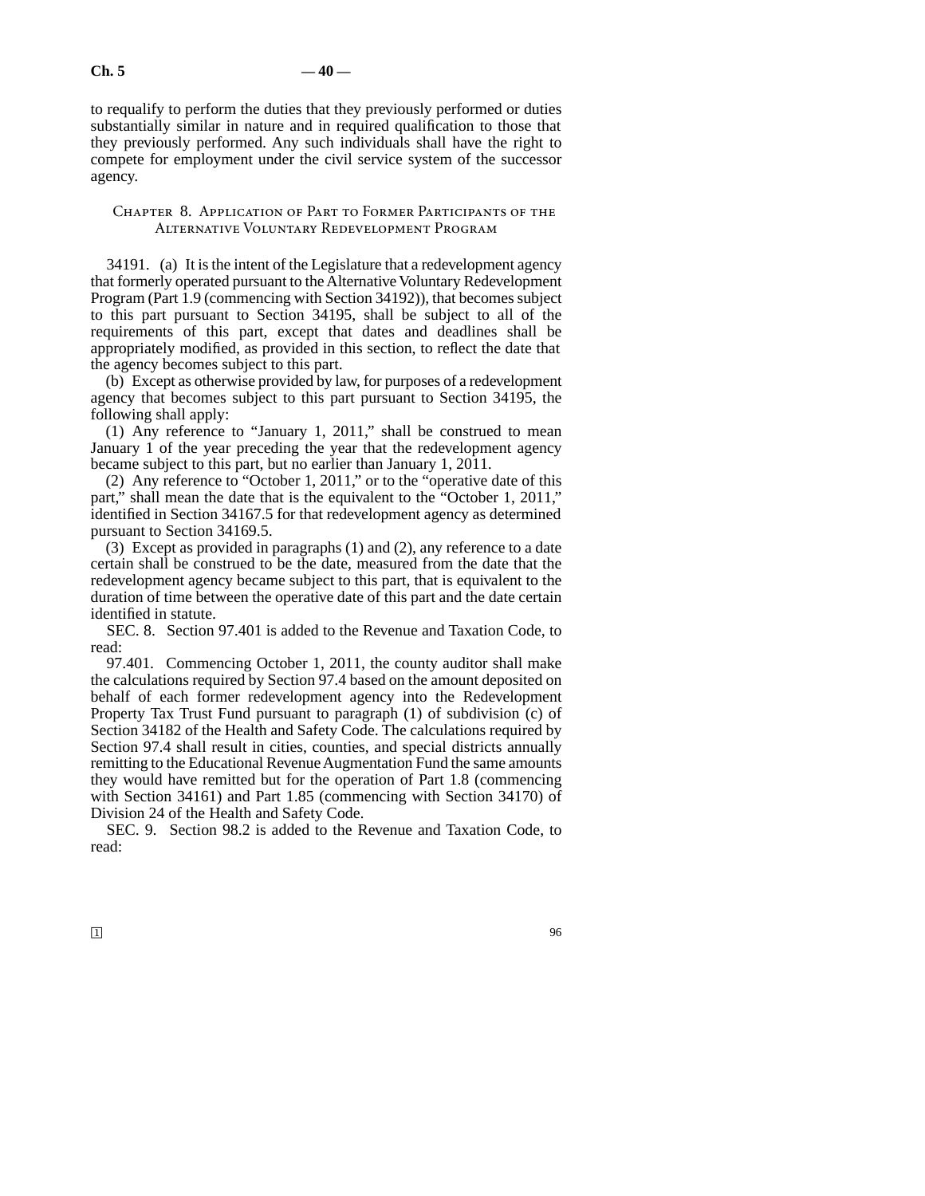to requalify to perform the duties that they previously performed or duties substantially similar in nature and in required qualification to those that they previously performed. Any such individuals shall have the right to compete for employment under the civil service system of the successor agency.

### Chapter 8. Application of Part to Former Participants of the Alternative Voluntary Redevelopment Program

34191. (a) It is the intent of the Legislature that a redevelopment agency that formerly operated pursuant to the Alternative Voluntary Redevelopment Program (Part 1.9 (commencing with Section 34192)), that becomes subject to this part pursuant to Section 34195, shall be subject to all of the requirements of this part, except that dates and deadlines shall be appropriately modified, as provided in this section, to reflect the date that the agency becomes subject to this part.

(b) Except as otherwise provided by law, for purposes of a redevelopment agency that becomes subject to this part pursuant to Section 34195, the following shall apply:

(1) Any reference to "January 1, 2011," shall be construed to mean January 1 of the year preceding the year that the redevelopment agency became subject to this part, but no earlier than January 1, 2011.

(2) Any reference to "October 1, 2011," or to the "operative date of this part," shall mean the date that is the equivalent to the "October 1, 2011," identified in Section 34167.5 for that redevelopment agency as determined pursuant to Section 34169.5.

(3) Except as provided in paragraphs (1) and (2), any reference to a date certain shall be construed to be the date, measured from the date that the redevelopment agency became subject to this part, that is equivalent to the duration of time between the operative date of this part and the date certain identified in statute.

SEC. 8. Section 97.401 is added to the Revenue and Taxation Code, to read:

97.401. Commencing October 1, 2011, the county auditor shall make the calculations required by Section 97.4 based on the amount deposited on behalf of each former redevelopment agency into the Redevelopment Property Tax Trust Fund pursuant to paragraph (1) of subdivision (c) of Section 34182 of the Health and Safety Code. The calculations required by Section 97.4 shall result in cities, counties, and special districts annually remitting to the Educational Revenue Augmentation Fund the same amounts they would have remitted but for the operation of Part 1.8 (commencing with Section 34161) and Part 1.85 (commencing with Section 34170) of Division 24 of the Health and Safety Code.

SEC. 9. Section 98.2 is added to the Revenue and Taxation Code, to read: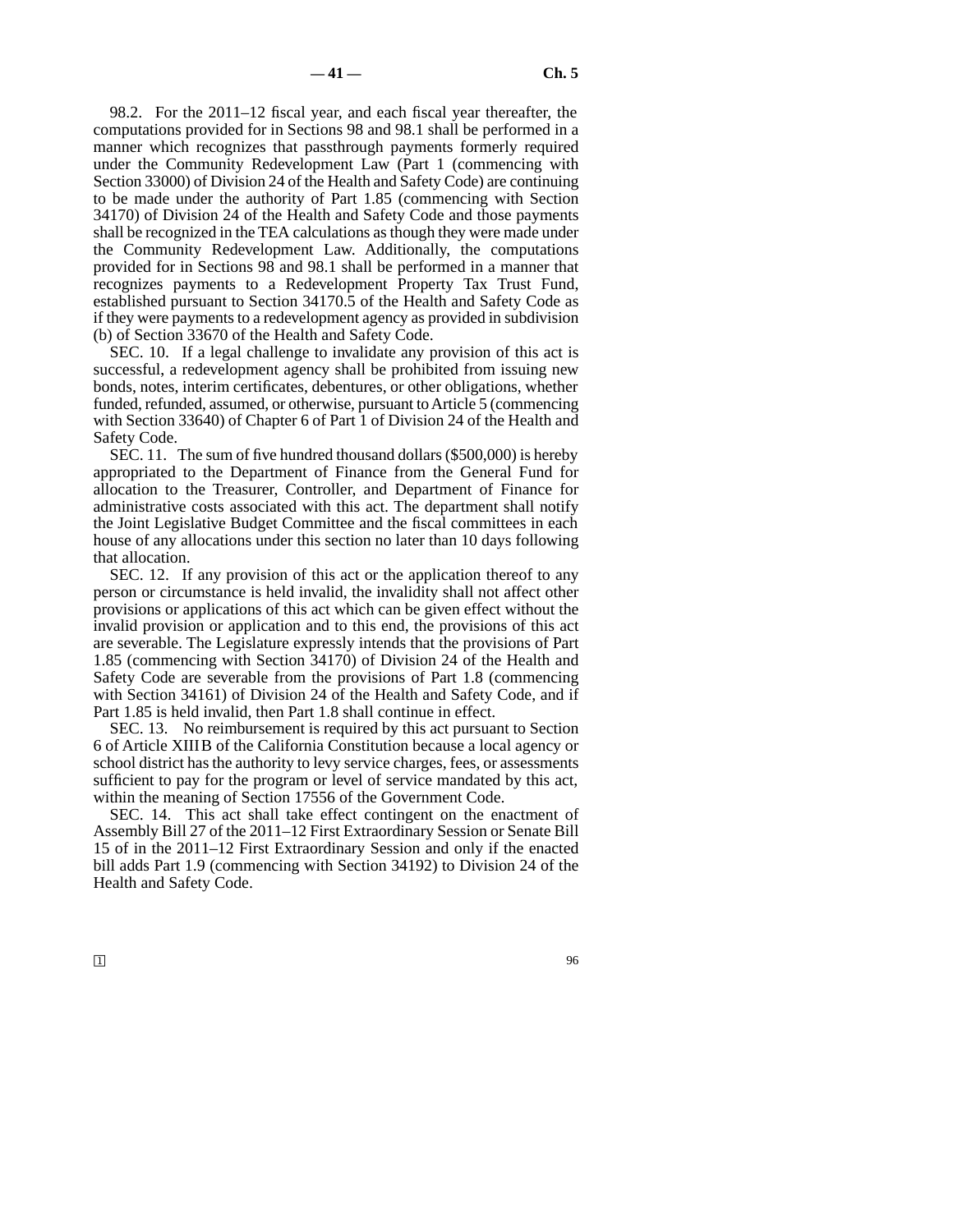98.2. For the 2011–12 fiscal year, and each fiscal year thereafter, the computations provided for in Sections 98 and 98.1 shall be performed in a manner which recognizes that passthrough payments formerly required under the Community Redevelopment Law (Part 1 (commencing with Section 33000) of Division 24 of the Health and Safety Code) are continuing to be made under the authority of Part 1.85 (commencing with Section 34170) of Division 24 of the Health and Safety Code and those payments shall be recognized in the TEA calculations as though they were made under the Community Redevelopment Law. Additionally, the computations provided for in Sections 98 and 98.1 shall be performed in a manner that recognizes payments to a Redevelopment Property Tax Trust Fund, established pursuant to Section 34170.5 of the Health and Safety Code as if they were payments to a redevelopment agency as provided in subdivision (b) of Section 33670 of the Health and Safety Code.

SEC. 10. If a legal challenge to invalidate any provision of this act is successful, a redevelopment agency shall be prohibited from issuing new bonds, notes, interim certificates, debentures, or other obligations, whether funded, refunded, assumed, or otherwise, pursuant to Article 5 (commencing with Section 33640) of Chapter 6 of Part 1 of Division 24 of the Health and Safety Code.

SEC. 11. The sum of five hundred thousand dollars ($500,000) is hereby appropriated to the Department of Finance from the General Fund for allocation to the Treasurer, Controller, and Department of Finance for administrative costs associated with this act. The department shall notify the Joint Legislative Budget Committee and the fiscal committees in each house of any allocations under this section no later than 10 days following that allocation.

SEC. 12. If any provision of this act or the application thereof to any person or circumstance is held invalid, the invalidity shall not affect other provisions or applications of this act which can be given effect without the invalid provision or application and to this end, the provisions of this act are severable. The Legislature expressly intends that the provisions of Part 1.85 (commencing with Section 34170) of Division 24 of the Health and Safety Code are severable from the provisions of Part 1.8 (commencing with Section 34161) of Division 24 of the Health and Safety Code, and if Part 1.85 is held invalid, then Part 1.8 shall continue in effect.

SEC. 13. No reimbursement is required by this act pursuant to Section 6 of Article XIIIB of the California Constitution because a local agency or school district has the authority to levy service charges, fees, or assessments sufficient to pay for the program or level of service mandated by this act, within the meaning of Section 17556 of the Government Code.

SEC. 14. This act shall take effect contingent on the enactment of Assembly Bill 27 of the 2011–12 First Extraordinary Session or Senate Bill 15 of in the 2011–12 First Extraordinary Session and only if the enacted bill adds Part 1.9 (commencing with Section 34192) to Division 24 of the Health and Safety Code.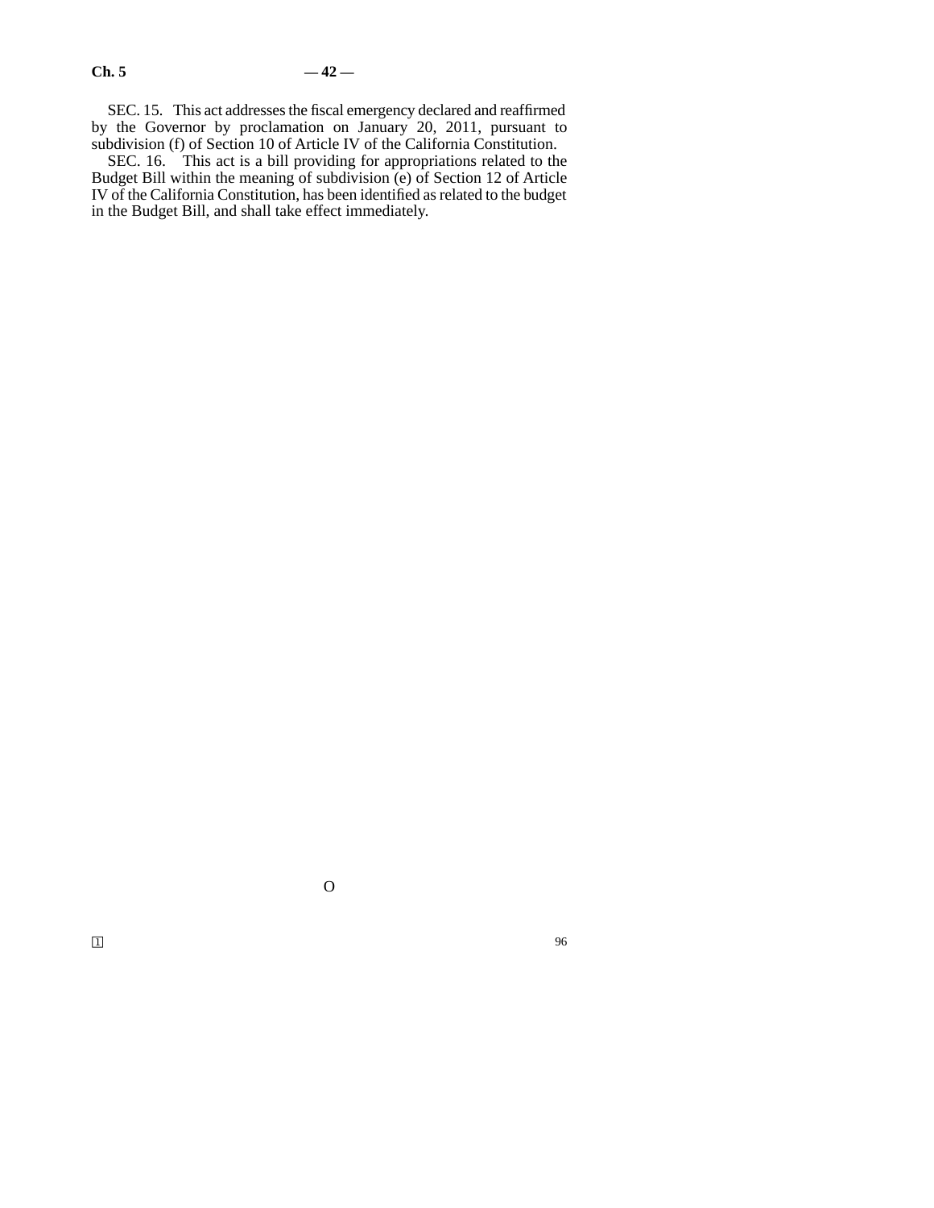SEC. 15. This act addresses the fiscal emergency declared and reaffirmed by the Governor by proclamation on January 20, 2011, pursuant to subdivision (f) of Section 10 of Article IV of the California Constitution.

SEC. 16. This act is a bill providing for appropriations related to the Budget Bill within the meaning of subdivision (e) of Section 12 of Article IV of the California Constitution, has been identified as related to the budget in the Budget Bill, and shall take effect immediately.

O